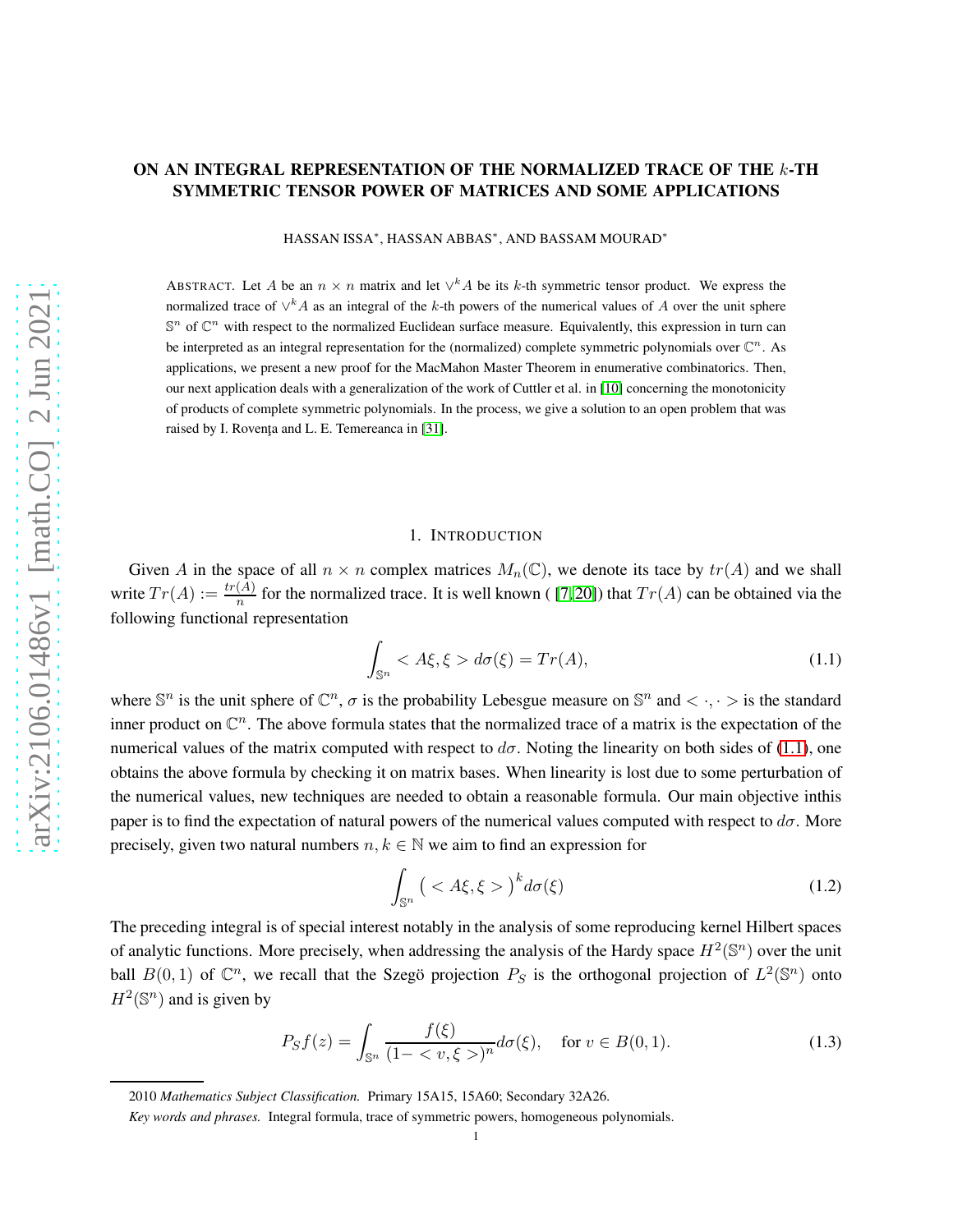# ON AN INTEGRAL REPRESENTATION OF THE NORMALIZED TRACE OF THE $k$-TH SYMMETRIC TENSOR POWER OF MATRICES AND SOME APPLICATIONS

HASSAN ISSA*, HASSAN ABBAS*, AND BASSAM MOURAD*

ABSTRACT. Let $A$ be an $n \times n$ matrix and let $\vee^k A$ be its $k$-th symmetric tensor product. We express the normalized trace of $\vee^k A$ as an integral of the $k$-th powers of the numerical values of $A$ over the unit sphere $\mathbb{S}^n$ of $\mathbb{C}^n$ with respect to the normalized Euclidean surface measure. Equivalently, this expression in turn can be interpreted as an integral representation for the (normalized) complete symmetric polynomials over $\mathbb{C}^n$. As applications, we present a new proof for the MacMahon Master Theorem in enumerative combinatorics. Then, our next application deals with a generalization of the work of Cuttler et al. in [10] concerning the monotonicity of products of complete symmetric polynomials. In the process, we give a solution to an open problem that was raised by I. Rovenţa and L. E. Temereanca in [31].

## 1. INTRODUCTION

Given $A$ in the space of all $n \times n$ complex matrices $M_n(\mathbb{C})$, we denote its tace by $tr(A)$ and we shall write $Tr(A) := \frac{tr(A)}{n}$ for the normalized trace. It is well known ( [7, 20]) that $Tr(A)$ can be obtained via the following functional representation

$$\int_{\mathbb{S}^n} < A\xi, \xi > d\sigma(\xi) = Tr(A), \tag{1.1}$$

where $\mathbb{S}^n$ is the unit sphere of $\mathbb{C}^n$, $\sigma$ is the probability Lebesgue measure on $\mathbb{S}^n$ and $< \cdot, \cdot >$ is the standard inner product on $\mathbb{C}^n$. The above formula states that the normalized trace of a matrix is the expectation of the numerical values of the matrix computed with respect to $d\sigma$. Noting the linearity on both sides of (1.1), one obtains the above formula by checking it on matrix bases. When linearity is lost due to some perturbation of the numerical values, new techniques are needed to obtain a reasonable formula. Our main objective inthis paper is to find the expectation of natural powers of the numerical values computed with respect to $d\sigma$. More precisely, given two natural numbers $n, k \in \mathbb{N}$ we aim to find an expression for

$$\int_{\mathbb{S}^n} \big( < A\xi, \xi > \big)^k d\sigma(\xi) \tag{1.2}$$

The preceding integral is of special interest notably in the analysis of some reproducing kernel Hilbert spaces of analytic functions. More precisely, when addressing the analysis of the Hardy space $H^2(\mathbb{S}^n)$ over the unit ball $B(0,1)$ of $\mathbb{C}^n$, we recall that the Szegö projection $P_S$ is the orthogonal projection of $L^2(\mathbb{S}^n)$ onto $H^2(\mathbb{S}^n)$ and is given by

$$P_S f(z) = \int_{\mathbb{S}^n} \frac{f(\xi)}{(1 - < v, \xi >)^n} d\sigma(\xi), \quad \text{for } v \in B(0,1). \tag{1.3}$$

2010 *Mathematics Subject Classification.* Primary 15A15, 15A60; Secondary 32A26.

*Key words and phrases.* Integral formula, trace of symmetric powers, homogeneous polynomials.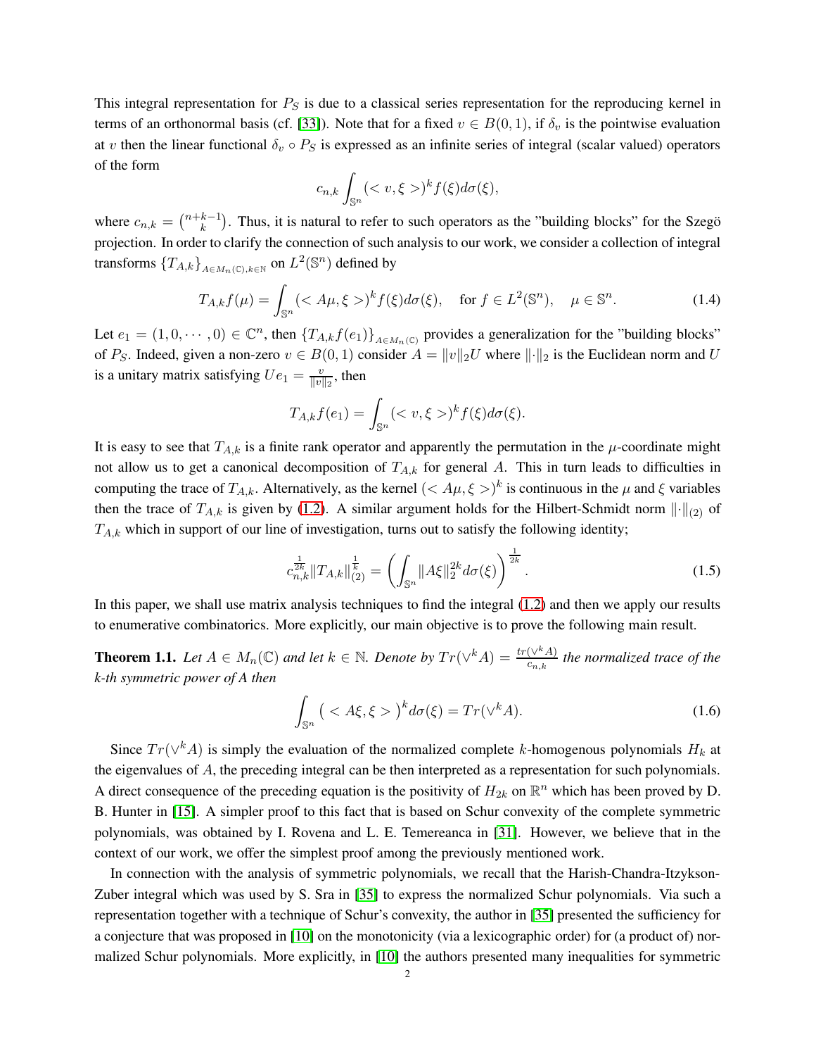This integral representation for $P_S$ is due to a classical series representation for the reproducing kernel in terms of an orthonormal basis (cf. [33]). Note that for a fixed $v \in B(0,1)$, if $\delta_v$ is the pointwise evaluation at $v$ then the linear functional $\delta_v \circ P_S$ is expressed as an infinite series of integral (scalar valued) operators of the form

$$c_{n,k} \int_{\mathbb{S}^n} (< v, \xi >)^k f(\xi) d\sigma(\xi),$$

where $c_{n,k} = \binom{n+k-1}{k}$. Thus, it is natural to refer to such operators as the "building blocks" for the Szegö projection. In order to clarify the connection of such analysis to our work, we consider a collection of integral transforms $\{T_{A,k}\}_{A \in M_n(\mathbb{C}), k \in \mathbb{N}}$ on $L^2(\mathbb{S}^n)$ defined by

$$T_{A,k} f(\mu) = \int_{\mathbb{S}^n} (< A\mu, \xi >)^k f(\xi) d\sigma(\xi), \quad \text{for } f \in L^2(\mathbb{S}^n), \quad \mu \in \mathbb{S}^n. \tag{1.4}$$

Let $e_1 = (1, 0, \cdots, 0) \in \mathbb{C}^n$, then $\{T_{A,k} f(e_1)\}_{A \in M_n(\mathbb{C})}$ provides a generalization for the "building blocks" of $P_S$. Indeed, given a non-zero $v \in B(0,1)$ consider $A = \|v\|_2 U$ where $\|\cdot\|_2$ is the Euclidean norm and $U$ is a unitary matrix satisfying $Ue_1 = \frac{v}{\|v\|_2}$, then

$$T_{A,k} f(e_1) = \int_{\mathbb{S}^n} (< v, \xi >)^k f(\xi) d\sigma(\xi).$$

It is easy to see that $T_{A,k}$ is a finite rank operator and apparently the permutation in the $\mu$-coordinate might not allow us to get a canonical decomposition of $T_{A,k}$ for general $A$. This in turn leads to difficulties in computing the trace of $T_{A,k}$. Alternatively, as the kernel $(< A\mu, \xi >)^k$ is continuous in the $\mu$ and $\xi$ variables then the trace of $T_{A,k}$ is given by (1.2). A similar argument holds for the Hilbert-Schmidt norm $\|\cdot\|_{(2)}$ of $T_{A,k}$ which in support of our line of investigation, turns out to satisfy the following identity;

$$c_{n,k}^{\frac{1}{2k}} \|T_{A,k}\|_{(2)}^{\frac{1}{k}} = \left( \int_{\mathbb{S}^n} \|A\xi\|_2^{2k} d\sigma(\xi) \right)^{\frac{1}{2k}}. \tag{1.5}$$

In this paper, we shall use matrix analysis techniques to find the integral (1.2) and then we apply our results to enumerative combinatorics. More explicitly, our main objective is to prove the following main result.

**Theorem 1.1.** *Let $A \in M_n(\mathbb{C})$ and let $k \in \mathbb{N}$. Denote by $Tr(\vee^k A) = \frac{tr(\vee^k A)}{c_{n,k}}$ the normalized trace of the k-th symmetric power of A then*

$$\int_{\mathbb{S}^n} \big( < A\xi, \xi > \big)^k d\sigma(\xi) = Tr(\vee^k A). \tag{1.6}$$

Since $Tr(\vee^k A)$ is simply the evaluation of the normalized complete $k$-homogenous polynomials $H_k$ at the eigenvalues of $A$, the preceding integral can be then interpreted as a representation for such polynomials. A direct consequence of the preceding equation is the positivity of $H_{2k}$ on $\mathbb{R}^n$ which has been proved by D. B. Hunter in [15]. A simpler proof to this fact that is based on Schur convexity of the complete symmetric polynomials, was obtained by I. Rovena and L. E. Temereanca in [31]. However, we believe that in the context of our work, we offer the simplest proof among the previously mentioned work.

In connection with the analysis of symmetric polynomials, we recall that the Harish-Chandra-Itzykson-Zuber integral which was used by S. Sra in [35] to express the normalized Schur polynomials. Via such a representation together with a technique of Schur's convexity, the author in [35] presented the sufficiency for a conjecture that was proposed in [10] on the monotonicity (via a lexicographic order) for (a product of) normalized Schur polynomials. More explicitly, in [10] the authors presented many inequalities for symmetric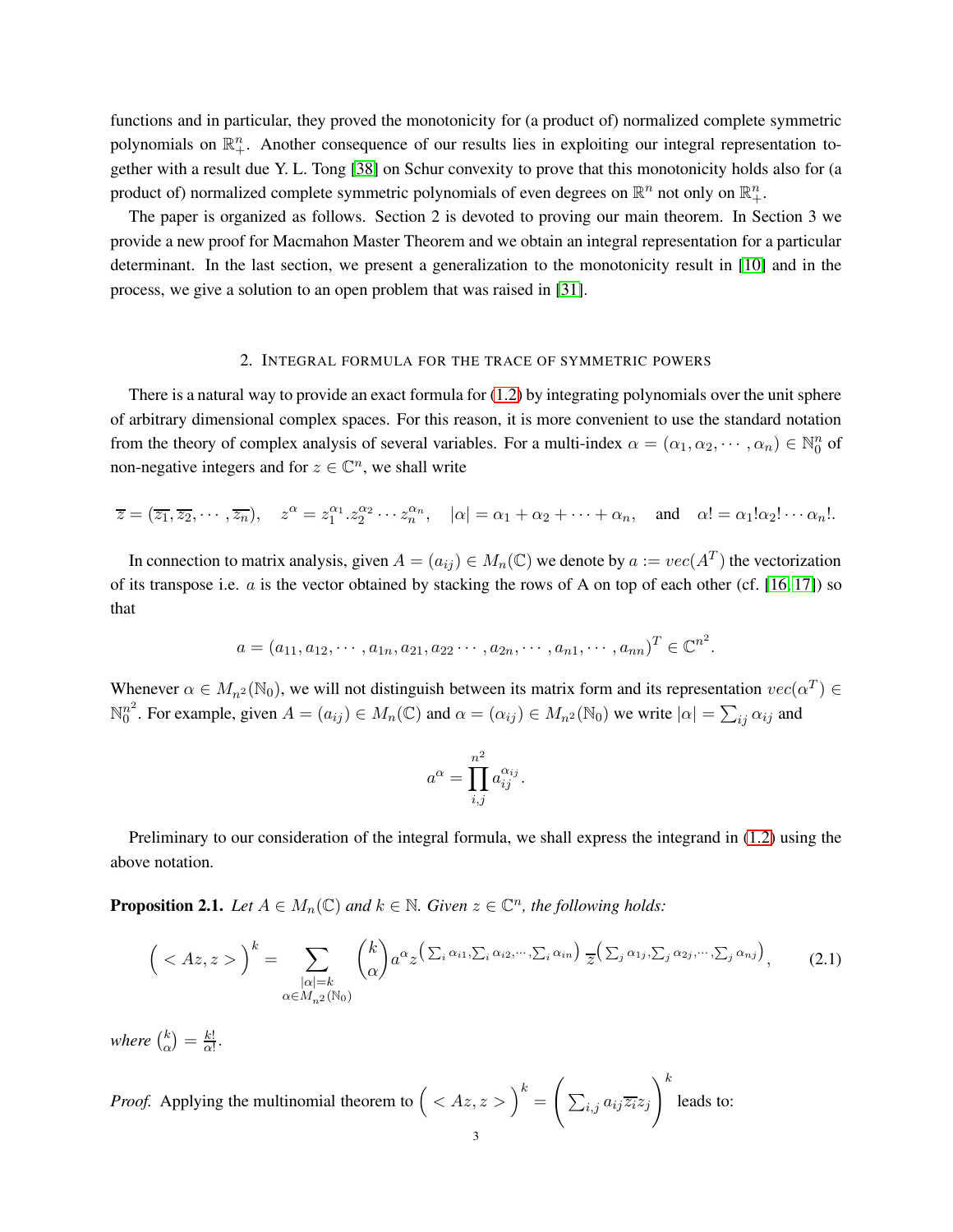functions and in particular, they proved the monotonicity for (a product of) normalized complete symmetric polynomials on $\mathbb{R}_+^n$. Another consequence of our results lies in exploiting our integral representation together with a result due Y. L. Tong [38] on Schur convexity to prove that this monotonicity holds also for (a product of) normalized complete symmetric polynomials of even degrees on $\mathbb{R}^n$ not only on $\mathbb{R}_+^n$.

The paper is organized as follows. Section 2 is devoted to proving our main theorem. In Section 3 we provide a new proof for Macmahon Master Theorem and we obtain an integral representation for a particular determinant. In the last section, we present a generalization to the monotonicity result in [10] and in the process, we give a solution to an open problem that was raised in [31].

## 2. Integral formula for the trace of symmetric powers

There is a natural way to provide an exact formula for (1.2) by integrating polynomials over the unit sphere of arbitrary dimensional complex spaces. For this reason, it is more convenient to use the standard notation from the theory of complex analysis of several variables. For a multi-index $\alpha = (\alpha_1, \alpha_2, \cdots, \alpha_n) \in \mathbb{N}_0^n$ of non-negative integers and for $z \in \mathbb{C}^n$, we shall write

$$\overline{z} = (\overline{z_1}, \overline{z_2}, \cdots, \overline{z_n}), \quad z^\alpha = z_1^{\alpha_1}.z_2^{\alpha_2} \cdots z_n^{\alpha_n}, \quad |\alpha| = \alpha_1 + \alpha_2 + \cdots + \alpha_n, \quad \text{and} \quad \alpha! = \alpha_1!\alpha_2! \cdots \alpha_n!.$$

In connection to matrix analysis, given $A = (a_{ij}) \in M_n(\mathbb{C})$ we denote by $a := vec(A^T)$ the vectorization of its transpose i.e. $a$ is the vector obtained by stacking the rows of A on top of each other (cf. [16, 17]) so that

$$a = (a_{11}, a_{12}, \cdots, a_{1n}, a_{21}, a_{22} \cdots, a_{2n}, \cdots, a_{n1}, \cdots, a_{nn})^T \in \mathbb{C}^{n^2}.$$

Whenever $\alpha \in M_{n^2}(\mathbb{N}_0)$, we will not distinguish between its matrix form and its representation $vec(\alpha^T) \in \mathbb{N}_0^{n^2}$. For example, given $A = (a_{ij}) \in M_n(\mathbb{C})$ and $\alpha = (\alpha_{ij}) \in M_{n^2}(\mathbb{N}_0)$ we write $|\alpha| = \sum_{ij} \alpha_{ij}$ and

$$a^\alpha = \prod_{i,j}^{n^2} a_{ij}^{\alpha_{ij}}.$$

Preliminary to our consideration of the integral formula, we shall express the integrand in (1.2) using the above notation.

**Proposition 2.1.** *Let $A \in M_n(\mathbb{C})$ and $k \in \mathbb{N}$. Given $z \in \mathbb{C}^n$, the following holds:*

$$\Big( < Az, z > \Big)^k = \sum_{\substack{|\alpha|=k \\ \alpha \in M_{n^2}(\mathbb{N}_0)}} \binom{k}{\alpha} a^\alpha z^{\left(\sum_i \alpha_{i1}, \sum_i \alpha_{i2}, \cdots, \sum_i \alpha_{in}\right)} \, \overline{z}^{\left(\sum_j \alpha_{1j}, \sum_j \alpha_{2j}, \cdots, \sum_j \alpha_{nj}\right)}, \tag{2.1}$$

*where $\binom{k}{\alpha} = \frac{k!}{\alpha!}$.*

*Proof.* Applying the multinomial theorem to $\Big( < Az, z > \Big)^k = \left( \sum_{i,j} a_{ij} \overline{z_i} z_j \right)^k$ leads to: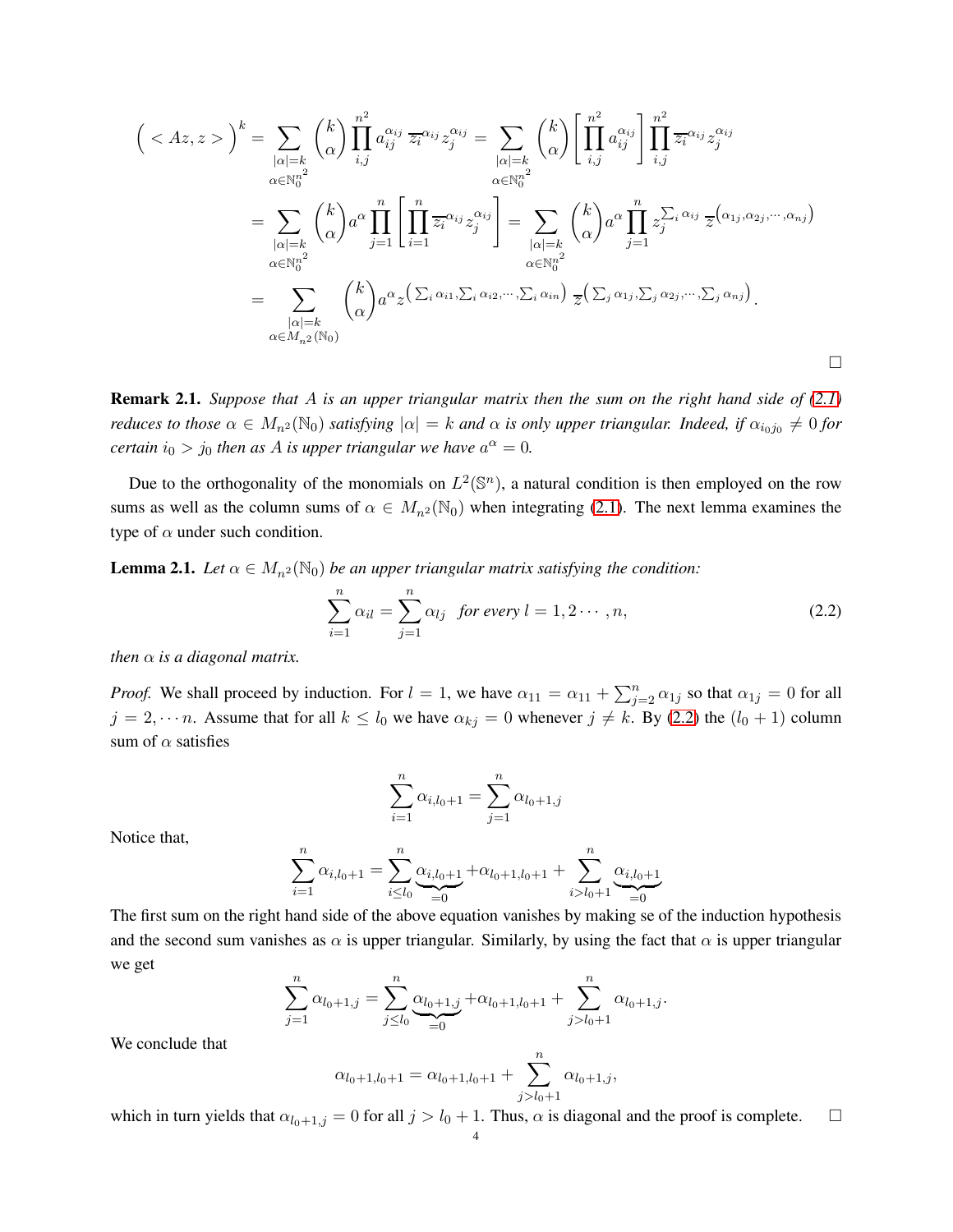$$
\begin{aligned}
\Big( < Az, z > \Big)^k &= \sum_{\substack{|\alpha|=k \\ \alpha\in\mathbb{N}_0^{n^2}}} \binom{k}{\alpha} \prod_{i,j}^{n^2} a_{ij}^{\alpha_{ij}} \, \overline{z_i}^{\alpha_{ij}} z_j^{\alpha_{ij}} = \sum_{\substack{|\alpha|=k \\ \alpha\in\mathbb{N}_0^{n^2}}} \binom{k}{\alpha} \left[ \prod_{i,j}^{n^2} a_{ij}^{\alpha_{ij}} \right] \prod_{i,j}^{n^2} \overline{z_i}^{\alpha_{ij}} z_j^{\alpha_{ij}} \\
&= \sum_{\substack{|\alpha|=k \\ \alpha\in\mathbb{N}_0^{n^2}}} \binom{k}{\alpha} a^\alpha \prod_{j=1}^{n} \left[ \prod_{i=1}^{n} \overline{z_i}^{\alpha_{ij}} z_j^{\alpha_{ij}} \right] = \sum_{\substack{|\alpha|=k \\ \alpha\in\mathbb{N}_0^{n^2}}} \binom{k}{\alpha} a^\alpha \prod_{j=1}^{n} z_j^{\sum_i \alpha_{ij}} \, \overline{z}^{\left(\alpha_{1j}, \alpha_{2j}, \cdots, \alpha_{nj}\right)} \\
&= \sum_{\substack{|\alpha|=k \\ \alpha\in M_{n^2}(\mathbb{N}_0)}} \binom{k}{\alpha} a^\alpha z^{\left( \sum_i \alpha_{i1}, \sum_i \alpha_{i2}, \cdots, \sum_i \alpha_{in} \right)} \, \overline{z}^{\left( \sum_j \alpha_{1j}, \sum_j \alpha_{2j}, \cdots, \sum_j \alpha_{nj} \right)}.
\end{aligned}
$$

□

**Remark 2.1.** *Suppose that $A$ is an upper triangular matrix then the sum on the right hand side of (2.1) reduces to those $\alpha \in M_{n^2}(\mathbb{N}_0)$ satisfying $|\alpha| = k$ and $\alpha$ is only upper triangular. Indeed, if $\alpha_{i_0 j_0} \neq 0$ for certain $i_0 > j_0$ then as $A$ is upper triangular we have $a^\alpha = 0$.*

Due to the orthogonality of the monomials on $L^2(\mathbb{S}^n)$, a natural condition is then employed on the row sums as well as the column sums of $\alpha \in M_{n^2}(\mathbb{N}_0)$ when integrating (2.1). The next lemma examines the type of $\alpha$ under such condition.

**Lemma 2.1.** *Let $\alpha \in M_{n^2}(\mathbb{N}_0)$ be an upper triangular matrix satisfying the condition:*

$$
\sum_{i=1}^{n} \alpha_{il} = \sum_{j=1}^{n} \alpha_{lj} \quad \textit{for every } l = 1, 2 \cdots, n, \tag{2.2}
$$

*then $\alpha$ is a diagonal matrix.*

*Proof.* We shall proceed by induction. For $l = 1$, we have $\alpha_{11} = \alpha_{11} + \sum_{j=2}^{n} \alpha_{1j}$ so that $\alpha_{1j} = 0$ for all $j = 2, \cdots n$. Assume that for all $k \leq l_0$ we have $\alpha_{kj} = 0$ whenever $j \neq k$. By (2.2) the $(l_0 + 1)$ column sum of $\alpha$ satisfies

$$
\sum_{i=1}^{n} \alpha_{i,l_0+1} = \sum_{j=1}^{n} \alpha_{l_0+1,j}
$$

Notice that,

$$
\sum_{i=1}^{n} \alpha_{i,l_0+1} = \sum_{i \leq l_0}^{n} \underbrace{\alpha_{i,l_0+1}}_{=0} + \alpha_{l_0+1,l_0+1} + \sum_{i > l_0+1}^{n} \underbrace{\alpha_{i,l_0+1}}_{=0}
$$

The first sum on the right hand side of the above equation vanishes by making se of the induction hypothesis and the second sum vanishes as $\alpha$ is upper triangular. Similarly, by using the fact that $\alpha$ is upper triangular we get

$$
\sum_{j=1}^{n} \alpha_{l_0+1,j} = \sum_{j \leq l_0}^{n} \underbrace{\alpha_{l_0+1,j}}_{=0} + \alpha_{l_0+1,l_0+1} + \sum_{j > l_0+1}^{n} \alpha_{l_0+1,j}.
$$

We conclude that

$$
\alpha_{l_0+1,l_0+1} = \alpha_{l_0+1,l_0+1} + \sum_{j > l_0+1}^{n} \alpha_{l_0+1,j},
$$

which in turn yields that $\alpha_{l_0+1,j} = 0$ for all $j > l_0 + 1$. Thus, $\alpha$ is diagonal and the proof is complete. □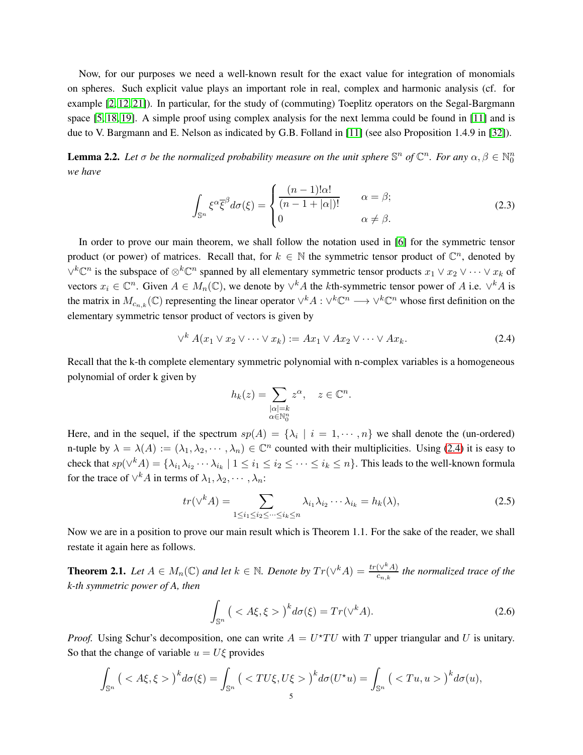Now, for our purposes we need a well-known result for the exact value for integration of monomials on spheres. Such explicit value plays an important role in real, complex and harmonic analysis (cf. for example [2, 12, 21]). In particular, for the study of (commuting) Toeplitz operators on the Segal-Bargmann space [5, 18, 19]. A simple proof using complex analysis for the next lemma could be found in [11] and is due to V. Bargmann and E. Nelson as indicated by G.B. Folland in [11] (see also Proposition 1.4.9 in [32]).

**Lemma 2.2.** *Let $\sigma$ be the normalized probability measure on the unit sphere $\mathbb{S}^n$ of $\mathbb{C}^n$. For any $\alpha, \beta \in \mathbb{N}_0^n$ we have*

$$\int_{\mathbb{S}^n} \xi^\alpha \overline{\xi}^\beta d\sigma(\xi) = \begin{cases} \dfrac{(n-1)!\alpha!}{(n-1+|\alpha|)!} & \alpha = \beta; \\ 0 & \alpha \neq \beta. \end{cases} \tag{2.3}$$

In order to prove our main theorem, we shall follow the notation used in [6] for the symmetric tensor product (or power) of matrices. Recall that, for $k \in \mathbb{N}$ the symmetric tensor product of $\mathbb{C}^n$, denoted by $\vee^k \mathbb{C}^n$ is the subspace of $\otimes^k \mathbb{C}^n$ spanned by all elementary symmetric tensor products $x_1 \vee x_2 \vee \cdots \vee x_k$ of vectors $x_i \in \mathbb{C}^n$. Given $A \in M_n(\mathbb{C})$, we denote by $\vee^k A$ the $k$th-symmetric tensor power of $A$ i.e. $\vee^k A$ is the matrix in $M_{c_{n,k}}(\mathbb{C})$ representing the linear operator $\vee^k A : \vee^k \mathbb{C}^n \longrightarrow \vee^k \mathbb{C}^n$ whose first definition on the elementary symmetric tensor product of vectors is given by

$$\vee^k A(x_1 \vee x_2 \vee \cdots \vee x_k) := Ax_1 \vee Ax_2 \vee \cdots \vee Ax_k. \tag{2.4}$$

Recall that the k-th complete elementary symmetric polynomial with n-complex variables is a homogeneous polynomial of order k given by

$$h_k(z) = \sum_{\substack{|\alpha|=k \\ \alpha \in \mathbb{N}_0^n}} z^\alpha, \quad z \in \mathbb{C}^n.$$

Here, and in the sequel, if the spectrum $sp(A) = \{\lambda_i \mid i = 1, \cdots, n\}$ we shall denote the (un-ordered) n-tuple by $\lambda = \lambda(A) := (\lambda_1, \lambda_2, \cdots, \lambda_n) \in \mathbb{C}^n$ counted with their multiplicities. Using (2.4) it is easy to check that $sp(\vee^k A) = \{\lambda_{i_1}\lambda_{i_2} \cdots \lambda_{i_k} \mid 1 \leq i_1 \leq i_2 \leq \cdots \leq i_k \leq n\}$. This leads to the well-known formula for the trace of $\vee^k A$ in terms of $\lambda_1, \lambda_2, \cdots, \lambda_n$:

$$tr(\vee^k A) = \sum_{1 \leq i_1 \leq i_2 \leq \cdots \leq i_k \leq n} \lambda_{i_1}\lambda_{i_2} \cdots \lambda_{i_k} = h_k(\lambda), \tag{2.5}$$

Now we are in a position to prove our main result which is Theorem 1.1. For the sake of the reader, we shall restate it again here as follows.

**Theorem 2.1.** *Let $A \in M_n(\mathbb{C})$ and let $k \in \mathbb{N}$. Denote by $Tr(\vee^k A) = \frac{tr(\vee^k A)}{c_{n,k}}$ the normalized trace of the k-th symmetric power of A, then*

$$\int_{\mathbb{S}^n} \big( < A\xi, \xi > \big)^k d\sigma(\xi) = Tr(\vee^k A). \tag{2.6}$$

*Proof.* Using Schur's decomposition, one can write $A = U^\star T U$ with $T$ upper triangular and $U$ is unitary. So that the change of variable $u = U\xi$ provides

$$\int_{\mathbb{S}^n} \big( < A\xi, \xi > \big)^k d\sigma(\xi) = \int_{\mathbb{S}^n} \big( < TU\xi, U\xi > \big)^k d\sigma(U^\star u) = \int_{\mathbb{S}^n} \big( < Tu, u > \big)^k d\sigma(u),$$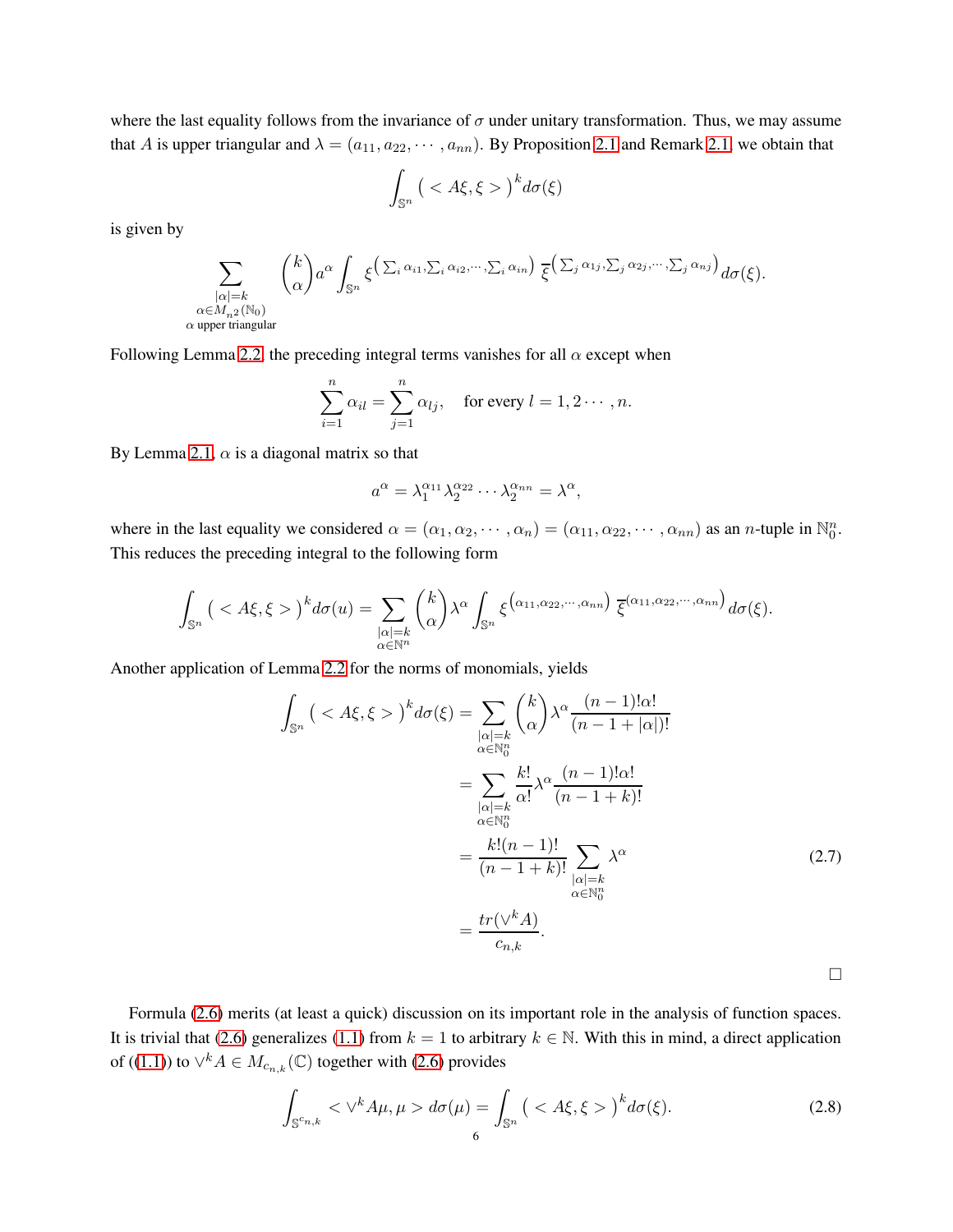where the last equality follows from the invariance of $\sigma$ under unitary transformation. Thus, we may assume that $A$ is upper triangular and $\lambda = (a_{11}, a_{22}, \cdots, a_{nn})$. By Proposition 2.1 and Remark 2.1, we obtain that

$$\int_{\mathbb{S}^n} \big( < A\xi, \xi > \big)^k d\sigma(\xi)$$

is given by

$$\sum_{\substack{|\alpha|=k \\ \alpha \in M_{n^2}(\mathbb{N}_0) \\ \alpha \text{ upper triangular}}} \binom{k}{\alpha} a^\alpha \int_{\mathbb{S}^n} \xi^{\left(\sum_i \alpha_{i1}, \sum_i \alpha_{i2}, \cdots, \sum_i \alpha_{in}\right)} \, \overline{\xi}^{\left(\sum_j \alpha_{1j}, \sum_j \alpha_{2j}, \cdots, \sum_j \alpha_{nj}\right)} d\sigma(\xi).$$

Following Lemma 2.2, the preceding integral terms vanishes for all $\alpha$ except when

$$\sum_{i=1}^n \alpha_{il} = \sum_{j=1}^n \alpha_{lj}, \quad \text{for every } l = 1, 2 \cdots, n.$$

By Lemma 2.1, $\alpha$ is a diagonal matrix so that

$$a^\alpha = \lambda_1^{\alpha_{11}} \lambda_2^{\alpha_{22}} \cdots \lambda_2^{\alpha_{nn}} = \lambda^\alpha,$$

where in the last equality we considered $\alpha = (\alpha_1, \alpha_2, \cdots, \alpha_n) = (\alpha_{11}, \alpha_{22}, \cdots, \alpha_{nn})$ as an $n$-tuple in $\mathbb{N}_0^n$. This reduces the preceding integral to the following form

$$\int_{\mathbb{S}^n} \big( < A\xi, \xi > \big)^k d\sigma(u) = \sum_{\substack{|\alpha|=k \\ \alpha \in \mathbb{N}^n}} \binom{k}{\alpha} \lambda^\alpha \int_{\mathbb{S}^n} \xi^{\left(\alpha_{11}, \alpha_{22}, \cdots, \alpha_{nn}\right)} \, \overline{\xi}^{\left(\alpha_{11}, \alpha_{22}, \cdots, \alpha_{nn}\right)} d\sigma(\xi).$$

Another application of Lemma 2.2 for the norms of monomials, yields

$$\begin{aligned}
\int_{\mathbb{S}^n} \big( < A\xi, \xi > \big)^k d\sigma(\xi) &= \sum_{\substack{|\alpha|=k \\ \alpha \in \mathbb{N}_0^n}} \binom{k}{\alpha} \lambda^\alpha \frac{(n-1)!\alpha!}{(n-1+|\alpha|)!} \\
&= \sum_{\substack{|\alpha|=k \\ \alpha \in \mathbb{N}_0^n}} \frac{k!}{\alpha!} \lambda^\alpha \frac{(n-1)!\alpha!}{(n-1+k)!} \\
&= \frac{k!(n-1)!}{(n-1+k)!} \sum_{\substack{|\alpha|=k \\ \alpha \in \mathbb{N}_0^n}} \lambda^\alpha \qquad (2.7) \\
&= \frac{tr(\vee^k A)}{c_{n,k}}.
\end{aligned}$$

□

Formula (2.6) merits (at least a quick) discussion on its important role in the analysis of function spaces. It is trivial that (2.6) generalizes (1.1) from $k = 1$ to arbitrary $k \in \mathbb{N}$. With this in mind, a direct application of ((1.1)) to $\vee^k A \in M_{c_{n,k}}(\mathbb{C})$ together with (2.6) provides

$$\int_{\mathbb{S}^{c_{n,k}}} < \vee^k A\mu, \mu > d\sigma(\mu) = \int_{\mathbb{S}^n} \big( < A\xi, \xi > \big)^k d\sigma(\xi). \qquad (2.8)$$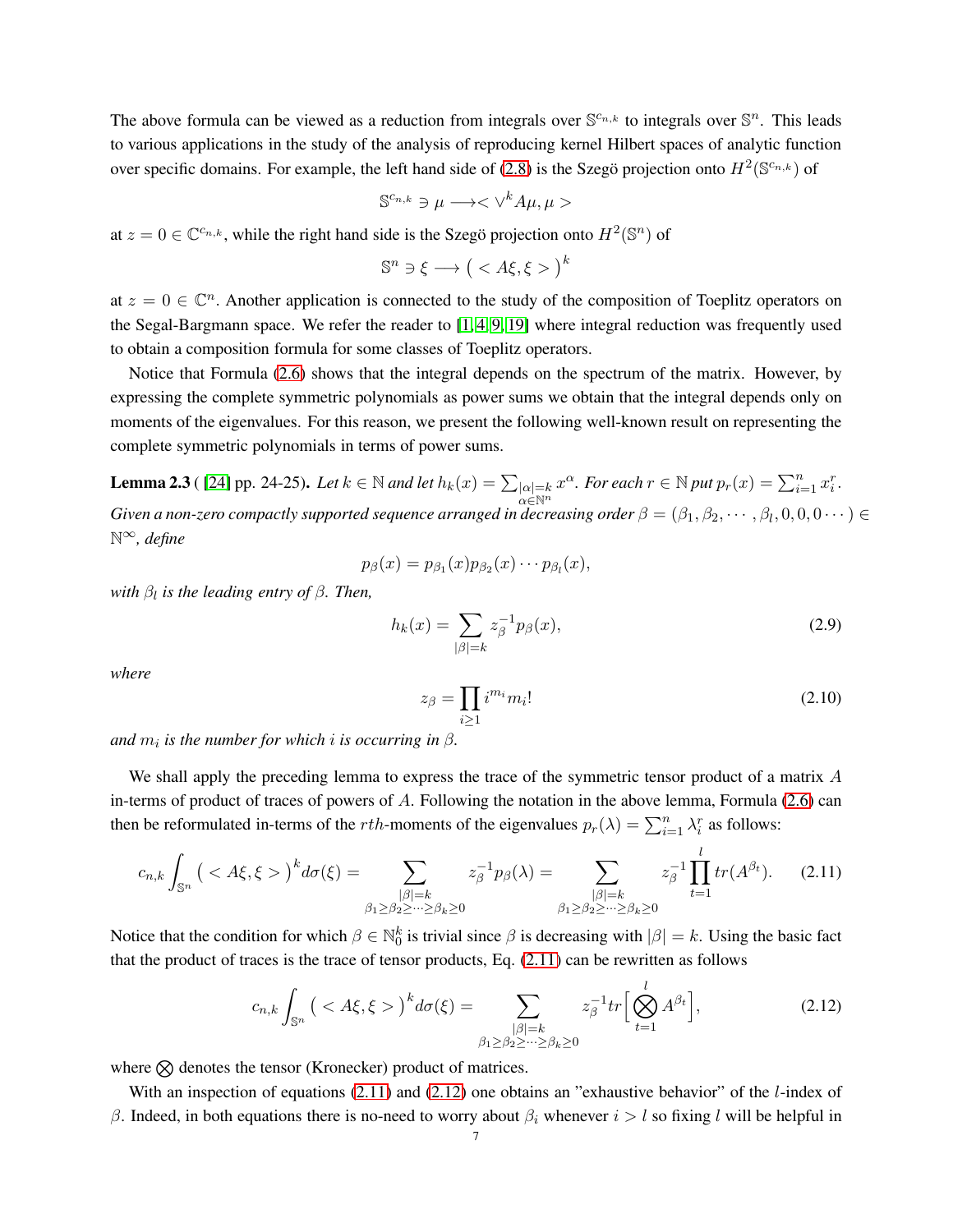The above formula can be viewed as a reduction from integrals over $\mathbb{S}^{c_{n,k}}$ to integrals over $\mathbb{S}^n$. This leads to various applications in the study of the analysis of reproducing kernel Hilbert spaces of analytic function over specific domains. For example, the left hand side of (2.8) is the Szegö projection onto $H^2(\mathbb{S}^{c_{n,k}})$ of

$$\mathbb{S}^{c_{n,k}} \ni \mu \longrightarrow < \vee^k A\mu, \mu >$$

at $z = 0 \in \mathbb{C}^{c_{n,k}}$, while the right hand side is the Szegö projection onto $H^2(\mathbb{S}^n)$ of

$$\mathbb{S}^n \ni \xi \longrightarrow \big( < A\xi, \xi > \big)^k$$

at $z = 0 \in \mathbb{C}^n$. Another application is connected to the study of the composition of Toeplitz operators on the Segal-Bargmann space. We refer the reader to [1, 4, 9, 19] where integral reduction was frequently used to obtain a composition formula for some classes of Toeplitz operators.

Notice that Formula (2.6) shows that the integral depends on the spectrum of the matrix. However, by expressing the complete symmetric polynomials as power sums we obtain that the integral depends only on moments of the eigenvalues. For this reason, we present the following well-known result on representing the complete symmetric polynomials in terms of power sums.

**Lemma 2.3** ( [24] pp. 24-25). *Let $k \in \mathbb{N}$ and let $h_k(x) = \sum_{\substack{|\alpha|=k \\ \alpha\in\mathbb{N}^n}} x^\alpha$. For each $r \in \mathbb{N}$ put $p_r(x) = \sum_{i=1}^n x_i^r$. Given a non-zero compactly supported sequence arranged in decreasing order $\beta = (\beta_1, \beta_2, \cdots, \beta_l, 0, 0, 0 \cdots) \in \mathbb{N}^\infty$, define*

$$p_\beta(x) = p_{\beta_1}(x) p_{\beta_2}(x) \cdots p_{\beta_l}(x),$$

*with $\beta_l$ is the leading entry of $\beta$. Then,*

$$h_k(x) = \sum_{|\beta|=k} z_\beta^{-1} p_\beta(x), \tag{2.9}$$

*where*

$$z_\beta = \prod_{i\geq 1} i^{m_i} m_i! \tag{2.10}$$

*and $m_i$ is the number for which $i$ is occurring in $\beta$.*

We shall apply the preceding lemma to express the trace of the symmetric tensor product of a matrix $A$ in-terms of product of traces of powers of $A$. Following the notation in the above lemma, Formula (2.6) can then be reformulated in-terms of the $rth$-moments of the eigenvalues $p_r(\lambda) = \sum_{i=1}^n \lambda_i^r$ as follows:

$$c_{n,k} \int_{\mathbb{S}^n} \big( < A\xi, \xi > \big)^k d\sigma(\xi) = \sum_{\substack{|\beta|=k \\ \beta_1\geq\beta_2\geq\cdots\geq\beta_k\geq 0}} z_\beta^{-1} p_\beta(\lambda) = \sum_{\substack{|\beta|=k \\ \beta_1\geq\beta_2\geq\cdots\geq\beta_k\geq 0}} z_\beta^{-1} \prod_{t=1}^{l} tr(A^{\beta_t}). \tag{2.11}$$

Notice that the condition for which $\beta \in \mathbb{N}_0^k$ is trivial since $\beta$ is decreasing with $|\beta| = k$. Using the basic fact that the product of traces is the trace of tensor products, Eq. (2.11) can be rewritten as follows

$$c_{n,k} \int_{\mathbb{S}^n} \big( < A\xi, \xi > \big)^k d\sigma(\xi) = \sum_{\substack{|\beta|=k \\ \beta_1\geq\beta_2\geq\cdots\geq\beta_k\geq 0}} z_\beta^{-1} tr\Big[ \bigotimes_{t=1}^{l} A^{\beta_t} \Big], \tag{2.12}$$

where $\bigotimes$ denotes the tensor (Kronecker) product of matrices.

With an inspection of equations (2.11) and (2.12) one obtains an "exhaustive behavior" of the $l$-index of $\beta$. Indeed, in both equations there is no-need to worry about $\beta_i$ whenever $i > l$ so fixing $l$ will be helpful in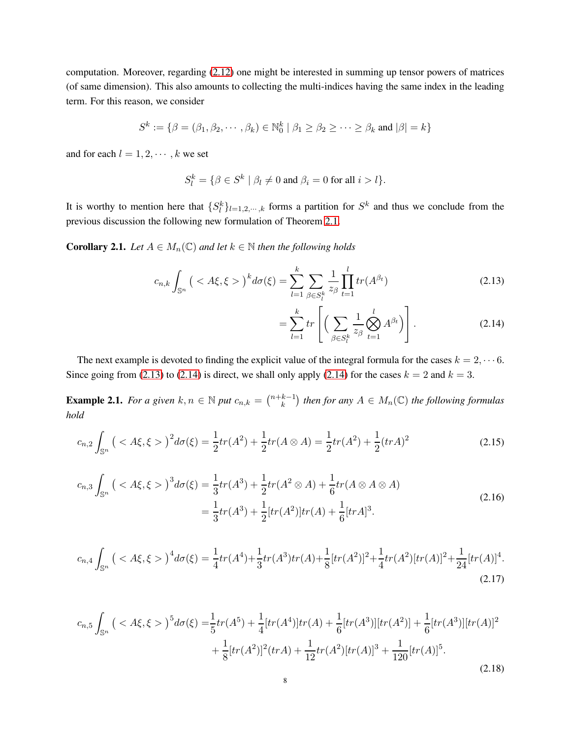computation. Moreover, regarding (2.12) one might be interested in summing up tensor powers of matrices (of same dimension). This also amounts to collecting the multi-indices having the same index in the leading term. For this reason, we consider

$$S^k := \{\beta = (\beta_1, \beta_2, \cdots, \beta_k) \in \mathbb{N}_0^k \mid \beta_1 \geq \beta_2 \geq \cdots \geq \beta_k \text{ and } |\beta| = k\}$$

and for each $l = 1, 2, \cdots, k$ we set

$$S_l^k = \{\beta \in S^k \mid \beta_l \neq 0 \text{ and } \beta_i = 0 \text{ for all } i > l\}.$$

It is worthy to mention here that $\{S_l^k\}_{l=1,2,\cdots,k}$ forms a partition for $S^k$ and thus we conclude from the previous discussion the following new formulation of Theorem 2.1.

**Corollary 2.1.** *Let $A \in M_n(\mathbb{C})$ and let $k \in \mathbb{N}$ then the following holds*

$$c_{n,k} \int_{\mathbb{S}^n} \big( < A\xi, \xi > \big)^k d\sigma(\xi) = \sum_{l=1}^{k} \sum_{\beta \in S_l^k} \frac{1}{z_\beta} \prod_{t=1}^{l} tr(A^{\beta_t}) \tag{2.13}$$

$$= \sum_{l=1}^{k} tr \left[ \Big( \sum_{\beta \in S_l^k} \frac{1}{z_\beta} \bigotimes_{t=1}^{l} A^{\beta_t} \Big) \right]. \tag{2.14}$$

The next example is devoted to finding the explicit value of the integral formula for the cases $k = 2, \cdots 6$. Since going from (2.13) to (2.14) is direct, we shall only apply (2.14) for the cases $k = 2$ and $k = 3$.

**Example 2.1.** *For a given $k, n \in \mathbb{N}$ put $c_{n,k} = \binom{n+k-1}{k}$ then for any $A \in M_n(\mathbb{C})$ the following formulas hold*

$$c_{n,2} \int_{\mathbb{S}^n} \big( < A\xi, \xi > \big)^2 d\sigma(\xi) = \frac{1}{2} tr(A^2) + \frac{1}{2} tr(A \otimes A) = \frac{1}{2} tr(A^2) + \frac{1}{2} (trA)^2 \tag{2.15}$$

$$\begin{aligned} c_{n,3} \int_{\mathbb{S}^n} \big( < A\xi, \xi > \big)^3 d\sigma(\xi) &= \frac{1}{3} tr(A^3) + \frac{1}{2} tr(A^2 \otimes A) + \frac{1}{6} tr(A \otimes A \otimes A) \\ &= \frac{1}{3} tr(A^3) + \frac{1}{2} [tr(A^2)] tr(A) + \frac{1}{6} [trA]^3. \end{aligned} \tag{2.16}$$

$$c_{n,4} \int_{\mathbb{S}^n} \big( < A\xi, \xi > \big)^4 d\sigma(\xi) = \frac{1}{4} tr(A^4) + \frac{1}{3} tr(A^3) tr(A) + \frac{1}{8} [tr(A^2)]^2 + \frac{1}{4} tr(A^2) [tr(A)]^2 + \frac{1}{24} [tr(A)]^4. \tag{2.17}$$

$$\begin{aligned} c_{n,5} \int_{\mathbb{S}^n} \big( < A\xi, \xi > \big)^5 d\sigma(\xi) =& \frac{1}{5} tr(A^5) + \frac{1}{4} [tr(A^4)] tr(A) + \frac{1}{6} [tr(A^3)][tr(A^2)] + \frac{1}{6} [tr(A^3)][tr(A)]^2 \\ &+ \frac{1}{8} [tr(A^2)]^2 (trA) + \frac{1}{12} tr(A^2) [tr(A)]^3 + \frac{1}{120} [tr(A)]^5. \end{aligned} \tag{2.18}$$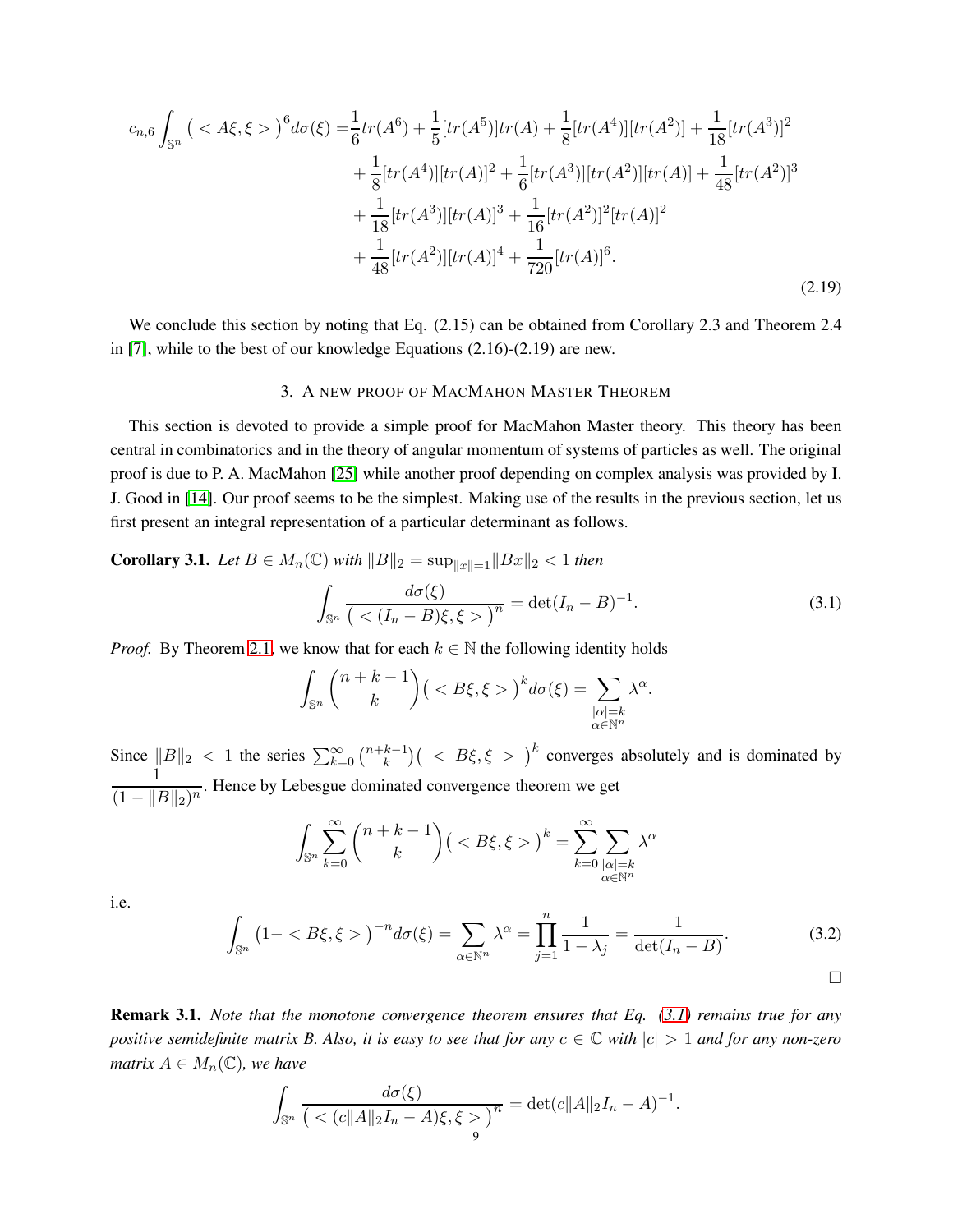$$
\begin{aligned}
c_{n,6}\int_{\mathbb{S}^n}\big(<A\xi,\xi>\big)^6 d\sigma(\xi) =& \frac{1}{6}tr(A^6)+\frac{1}{5}[tr(A^5)]tr(A)+\frac{1}{8}[tr(A^4)][tr(A^2)]+\frac{1}{18}[tr(A^3)]^2\\
&+\frac{1}{8}[tr(A^4)][tr(A)]^2+\frac{1}{6}[tr(A^3)][tr(A^2)][tr(A)]+\frac{1}{48}[tr(A^2)]^3\\
&+\frac{1}{18}[tr(A^3)][tr(A)]^3+\frac{1}{16}[tr(A^2)]^2[tr(A)]^2\\
&+\frac{1}{48}[tr(A^2)][tr(A)]^4+\frac{1}{720}[tr(A)]^6.
\end{aligned} \tag{2.19}
$$

We conclude this section by noting that Eq. (2.15) can be obtained from Corollary 2.3 and Theorem 2.4 in [7], while to the best of our knowledge Equations (2.16)-(2.19) are new.

## 3. A NEW PROOF OF MACMAHON MASTER THEOREM

This section is devoted to provide a simple proof for MacMahon Master theory. This theory has been central in combinatorics and in the theory of angular momentum of systems of particles as well. The original proof is due to P. A. MacMahon [25] while another proof depending on complex analysis was provided by I. J. Good in [14]. Our proof seems to be the simplest. Making use of the results in the previous section, let us first present an integral representation of a particular determinant as follows.

**Corollary 3.1.** *Let $B\in M_n(\mathbb{C})$ with $\|B\|_2=\sup_{\|x\|=1}\|Bx\|_2<1$ then*

$$
\int_{\mathbb{S}^n}\frac{d\sigma(\xi)}{\big(<(I_n-B)\xi,\xi>\big)^n}=\det(I_n-B)^{-1}. \tag{3.1}
$$

*Proof.* By Theorem 2.1, we know that for each $k\in\mathbb{N}$ the following identity holds

$$
\int_{\mathbb{S}^n}\binom{n+k-1}{k}\big(<B\xi,\xi>\big)^k d\sigma(\xi)=\sum_{\substack{|\alpha|=k\\ \alpha\in\mathbb{N}^n}}\lambda^\alpha.
$$

Since $\|B\|_2<1$ the series $\sum_{k=0}^\infty\binom{n+k-1}{k}\big(<B\xi,\xi>\big)^k$ converges absolutely and is dominated by $\dfrac{1}{(1-\|B\|_2)^n}$. Hence by Lebesgue dominated convergence theorem we get

$$
\int_{\mathbb{S}^n}\sum_{k=0}^\infty\binom{n+k-1}{k}\big(<B\xi,\xi>\big)^k=\sum_{k=0}^\infty\sum_{\substack{|\alpha|=k\\ \alpha\in\mathbb{N}^n}}\lambda^\alpha
$$

i.e.

$$
\int_{\mathbb{S}^n}\big(1-<B\xi,\xi>\big)^{-n}d\sigma(\xi)=\sum_{\alpha\in\mathbb{N}^n}\lambda^\alpha=\prod_{j=1}^n\frac{1}{1-\lambda_j}=\frac{1}{\det(I_n-B)}. \tag{3.2}
$$

$\square$

**Remark 3.1.** *Note that the monotone convergence theorem ensures that Eq. (3.1) remains true for any positive semidefinite matrix B. Also, it is easy to see that for any $c\in\mathbb{C}$ with $|c|>1$ and for any non-zero matrix $A\in M_n(\mathbb{C})$, we have*

$$
\int_{\mathbb{S}^n}\frac{d\sigma(\xi)}{\big(<(c\|A\|_2I_n-A)\xi,\xi>\big)^n}=\det(c\|A\|_2I_n-A)^{-1}.
$$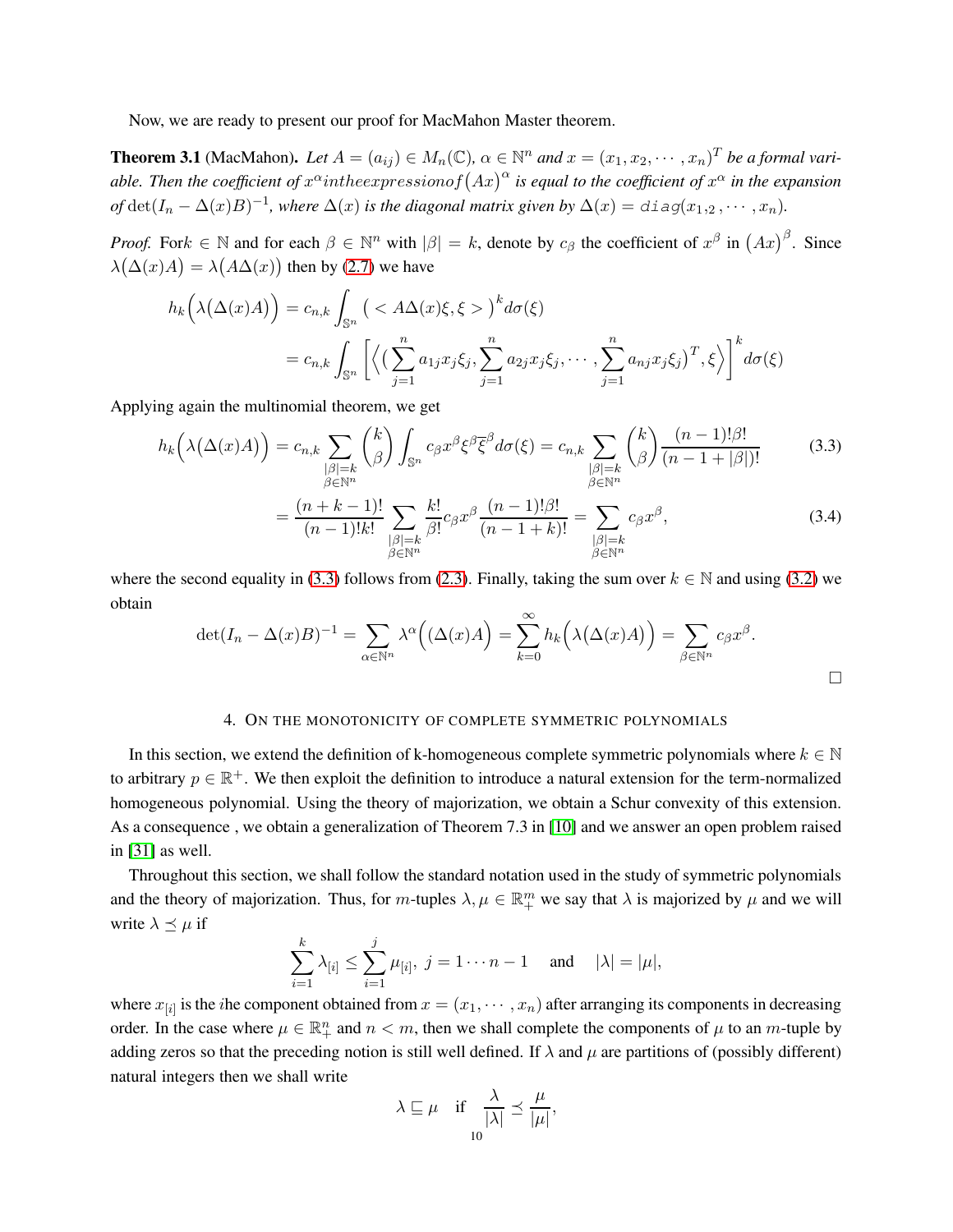Now, we are ready to present our proof for MacMahon Master theorem.

**Theorem 3.1** (MacMahon). *Let $A = (a_{ij}) \in M_n(\mathbb{C})$, $\alpha \in \mathbb{N}^n$ and $x = (x_1, x_2, \cdots, x_n)^T$ be a formal variable. Then the coefficient of $x^\alpha intheexpressionof \big(Ax\big)^\alpha$ is equal to the coefficient of $x^\alpha$ in the expansion of $\det(I_n - \Delta(x)B)^{-1}$, where $\Delta(x)$ is the diagonal matrix given by $\Delta(x) = \mathtt{diag}(x_{1,2}, \cdots, x_n)$.*

*Proof.* For$k \in \mathbb{N}$ and for each $\beta \in \mathbb{N}^n$ with $|\beta| = k$, denote by $c_\beta$ the coefficient of $x^\beta$ in $\big(Ax\big)^\beta$. Since $\lambda\big(\Delta(x)A\big) = \lambda\big(A\Delta(x)\big)$ then by (2.7) we have

$$
\begin{aligned}
h_k\Big(\lambda\big(\Delta(x)A\big)\Big) &= c_{n,k} \int_{\mathbb{S}^n} \big( < A\Delta(x)\xi, \xi > \big)^k d\sigma(\xi) \\
&= c_{n,k} \int_{\mathbb{S}^n} \Big[ \Big\langle \big( \sum_{j=1}^n a_{1j}x_j\xi_j, \sum_{j=1}^n a_{2j}x_j\xi_j, \cdots, \sum_{j=1}^n a_{nj}x_j\xi_j \big)^T, \xi \Big\rangle \Big]^k d\sigma(\xi)
\end{aligned}
$$

Applying again the multinomial theorem, we get

$$
h_k\Big(\lambda\big(\Delta(x)A\big)\Big) = c_{n,k} \sum_{\substack{|\beta|=k \\ \beta\in\mathbb{N}^n}} \binom{k}{\beta} \int_{\mathbb{S}^n} c_\beta x^\beta \xi^\beta \overline{\xi}^\beta d\sigma(\xi) = c_{n,k} \sum_{\substack{|\beta|=k \\ \beta\in\mathbb{N}^n}} \binom{k}{\beta} \frac{(n-1)!\beta!}{(n-1+|\beta|)!} \tag{3.3}
$$

$$
= \frac{(n+k-1)!}{(n-1)!k!} \sum_{\substack{|\beta|=k \\ \beta\in\mathbb{N}^n}} \frac{k!}{\beta!} c_\beta x^\beta \frac{(n-1)!\beta!}{(n-1+k)!} = \sum_{\substack{|\beta|=k \\ \beta\in\mathbb{N}^n}} c_\beta x^\beta, \tag{3.4}
$$

where the second equality in (3.3) follows from (2.3). Finally, taking the sum over $k \in \mathbb{N}$ and using (3.2) we obtain

$$
\det(I_n - \Delta(x)B)^{-1} = \sum_{\alpha\in\mathbb{N}^n} \lambda^\alpha\Big(\big(\Delta(x)A\Big) = \sum_{k=0}^\infty h_k\Big(\lambda\big(\Delta(x)A\big)\Big) = \sum_{\beta\in\mathbb{N}^n} c_\beta x^\beta.
$$

□

## 4. On the monotonicity of complete symmetric polynomials

In this section, we extend the definition of k-homogeneous complete symmetric polynomials where $k \in \mathbb{N}$ to arbitrary $p \in \mathbb{R}^+$. We then exploit the definition to introduce a natural extension for the term-normalized homogeneous polynomial. Using the theory of majorization, we obtain a Schur convexity of this extension. As a consequence , we obtain a generalization of Theorem 7.3 in [10] and we answer an open problem raised in [31] as well.

Throughout this section, we shall follow the standard notation used in the study of symmetric polynomials and the theory of majorization. Thus, for $m$-tuples $\lambda, \mu \in \mathbb{R}^m_+$ we say that $\lambda$ is majorized by $\mu$ and we will write $\lambda \preceq \mu$ if

$$
\sum_{i=1}^k \lambda_{[i]} \leq \sum_{i=1}^j \mu_{[i]}, \ j = 1 \cdots n-1 \quad \text{and} \quad |\lambda| = |\mu|,
$$

where $x_{[i]}$ is the $i$he component obtained from $x = (x_1, \cdots, x_n)$ after arranging its components in decreasing order. In the case where $\mu \in \mathbb{R}^n_+$ and $n < m$, then we shall complete the components of $\mu$ to an $m$-tuple by adding zeros so that the preceding notion is still well defined. If $\lambda$ and $\mu$ are partitions of (possibly different) natural integers then we shall write

$$
\lambda \sqsubseteq \mu \quad \text{if} \quad \frac{\lambda}{|\lambda|} \preceq \frac{\mu}{|\mu|},
$$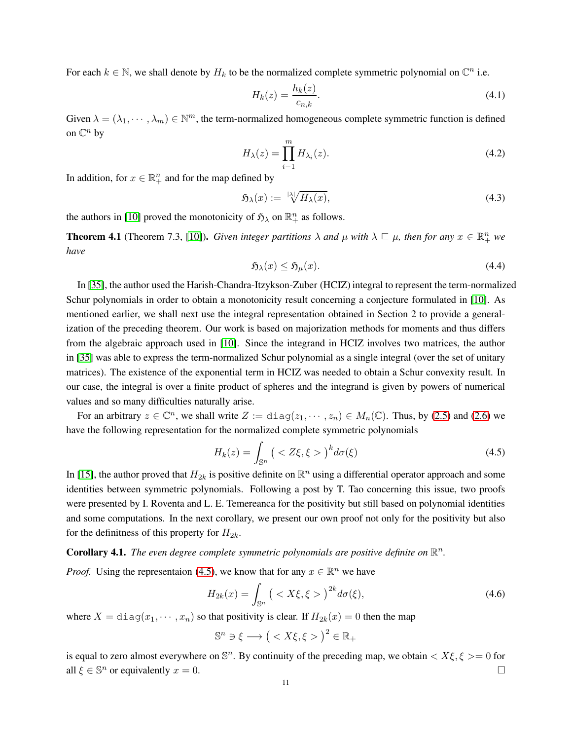For each $k \in \mathbb{N}$, we shall denote by $H_k$ to be the normalized complete symmetric polynomial on $\mathbb{C}^n$ i.e.

$$H_k(z) = \frac{h_k(z)}{c_{n,k}}. \tag{4.1}$$

Given $\lambda = (\lambda_1, \cdots, \lambda_m) \in \mathbb{N}^m$, the term-normalized homogeneous complete symmetric function is defined on $\mathbb{C}^n$ by

$$H_\lambda(z) = \prod_{i-1}^{m} H_{\lambda_i}(z). \tag{4.2}$$

In addition, for $x \in \mathbb{R}^n_+$ and for the map defined by

$$\mathfrak{H}_\lambda(x) := \sqrt[|\lambda|]{H_\lambda(x)}, \tag{4.3}$$

the authors in [10] proved the monotonicity of $\mathfrak{H}_\lambda$ on $\mathbb{R}^n_+$ as follows.

**Theorem 4.1** (Theorem 7.3, [10])**.** *Given integer partitions $\lambda$ and $\mu$ with $\lambda \sqsubseteq \mu$, then for any $x \in \mathbb{R}^n_+$ we have*

$$\mathfrak{H}_\lambda(x) \leq \mathfrak{H}_\mu(x). \tag{4.4}$$

In [35], the author used the Harish-Chandra-Itzykson-Zuber (HCIZ) integral to represent the term-normalized Schur polynomials in order to obtain a monotonicity result concerning a conjecture formulated in [10]. As mentioned earlier, we shall next use the integral representation obtained in Section 2 to provide a generalization of the preceding theorem. Our work is based on majorization methods for moments and thus differs from the algebraic approach used in [10]. Since the integrand in HCIZ involves two matrices, the author in [35] was able to express the term-normalized Schur polynomial as a single integral (over the set of unitary matrices). The existence of the exponential term in HCIZ was needed to obtain a Schur convexity result. In our case, the integral is over a finite product of spheres and the integrand is given by powers of numerical values and so many difficulties naturally arise.

For an arbitrary $z \in \mathbb{C}^n$, we shall write $Z := \mathtt{diag}(z_1, \cdots, z_n) \in M_n(\mathbb{C})$. Thus, by (2.5) and (2.6) we have the following representation for the normalized complete symmetric polynomials

$$H_k(z) = \int_{\mathbb{S}^n} \big( < Z\xi, \xi > \big)^k d\sigma(\xi) \tag{4.5}$$

In [15], the author proved that $H_{2k}$ is positive definite on $\mathbb{R}^n$ using a differential operator approach and some identities between symmetric polynomials. Following a post by T. Tao concerning this issue, two proofs were presented by I. Roventa and L. E. Temereanca for the positivity but still based on polynomial identities and some computations. In the next corollary, we present our own proof not only for the positivity but also for the definitness of this property for $H_{2k}$.

**Corollary 4.1.** *The even degree complete symmetric polynomials are positive definite on $\mathbb{R}^n$.*

*Proof.* Using the representaion (4.5), we know that for any $x \in \mathbb{R}^n$ we have

$$H_{2k}(x) = \int_{\mathbb{S}^n} \big( < X\xi, \xi > \big)^{2k} d\sigma(\xi), \tag{4.6}$$

where $X = \mathtt{diag}(x_1, \cdots, x_n)$ so that positivity is clear. If $H_{2k}(x) = 0$ then the map

$$\mathbb{S}^n \ni \xi \longrightarrow \big( < X\xi, \xi > \big)^2 \in \mathbb{R}_+$$

is equal to zero almost everywhere on $\mathbb{S}^n$. By continuity of the preceding map, we obtain $< X\xi, \xi >= 0$ for all $\xi \in \mathbb{S}^n$ or equivalently $x = 0$. $\square$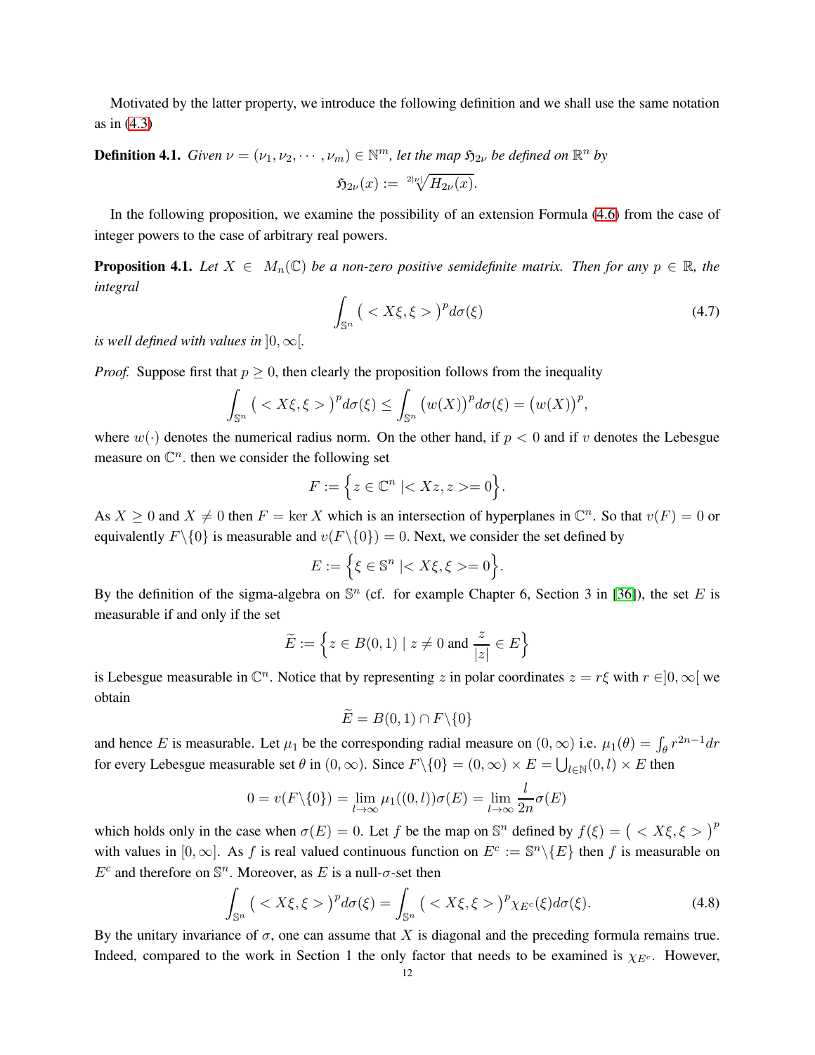Motivated by the latter property, we introduce the following definition and we shall use the same notation as in (4.3)

**Definition 4.1.** *Given $\nu = (\nu_1, \nu_2, \cdots, \nu_m) \in \mathbb{N}^m$, let the map $\mathfrak{H}_{2\nu}$ be defined on $\mathbb{R}^n$ by*

$$\mathfrak{H}_{2\nu}(x) := \sqrt[2|\nu|]{H_{2\nu}(x)}.$$

In the following proposition, we examine the possibility of an extension Formula (4.6) from the case of integer powers to the case of arbitrary real powers.

**Proposition 4.1.** *Let $X \in M_n(\mathbb{C})$ be a non-zero positive semidefinite matrix. Then for any $p \in \mathbb{R}$, the integral*

$$\int_{\mathbb{S}^n} \big( < X\xi, \xi > \big)^p d\sigma(\xi) \tag{4.7}$$

*is well defined with values in $]0, \infty[$.*

*Proof.* Suppose first that $p \geq 0$, then clearly the proposition follows from the inequality

$$\int_{\mathbb{S}^n} \big( < X\xi, \xi > \big)^p d\sigma(\xi) \leq \int_{\mathbb{S}^n} \big(w(X)\big)^p d\sigma(\xi) = \big(w(X)\big)^p,$$

where $w(\cdot)$ denotes the numerical radius norm. On the other hand, if $p < 0$ and if $v$ denotes the Lebesgue measure on $\mathbb{C}^n$. then we consider the following set

$$F := \Big\{ z \in \mathbb{C}^n \mid < Xz, z >= 0 \Big\}.$$

As $X \geq 0$ and $X \neq 0$ then $F = \ker X$ which is an intersection of hyperplanes in $\mathbb{C}^n$. So that $v(F) = 0$ or equivalently $F \backslash \{0\}$ is measurable and $v(F \backslash \{0\}) = 0$. Next, we consider the set defined by

$$E := \Big\{ \xi \in \mathbb{S}^n \mid < X\xi, \xi >= 0 \Big\}.$$

By the definition of the sigma-algebra on $\mathbb{S}^n$ (cf. for example Chapter 6, Section 3 in [36]), the set $E$ is measurable if and only if the set

$$\widetilde{E} := \Big\{ z \in B(0,1) \mid z \neq 0 \text{ and } \frac{z}{|z|} \in E \Big\}$$

is Lebesgue measurable in $\mathbb{C}^n$. Notice that by representing $z$ in polar coordinates $z = r\xi$ with $r \in ]0, \infty[$ we obtain

$$\widetilde{E} = B(0,1) \cap F \backslash \{0\}$$

and hence $E$ is measurable. Let $\mu_1$ be the corresponding radial measure on $(0, \infty)$ i.e. $\mu_1(\theta) = \int_\theta r^{2n-1} dr$ for every Lebesgue measurable set $\theta$ in $(0, \infty)$. Since $F \backslash \{0\} = (0, \infty) \times E = \bigcup_{l \in \mathbb{N}} (0, l) \times E$ then

$$0 = v(F \backslash \{0\}) = \lim_{l \to \infty} \mu_1((0, l))\sigma(E) = \lim_{l \to \infty} \frac{l}{2n} \sigma(E)$$

which holds only in the case when $\sigma(E) = 0$. Let $f$ be the map on $\mathbb{S}^n$ defined by $f(\xi) = \big( < X\xi, \xi > \big)^p$ with values in $[0, \infty]$. As $f$ is real valued continuous function on $E^c := \mathbb{S}^n \backslash \{E\}$ then $f$ is measurable on $E^c$ and therefore on $\mathbb{S}^n$. Moreover, as $E$ is a null-$\sigma$-set then

$$\int_{\mathbb{S}^n} \big( < X\xi, \xi > \big)^p d\sigma(\xi) = \int_{\mathbb{S}^n} \big( < X\xi, \xi > \big)^p \chi_{E^c}(\xi) d\sigma(\xi). \tag{4.8}$$

By the unitary invariance of $\sigma$, one can assume that $X$ is diagonal and the preceding formula remains true. Indeed, compared to the work in Section 1 the only factor that needs to be examined is $\chi_{E^c}$. However,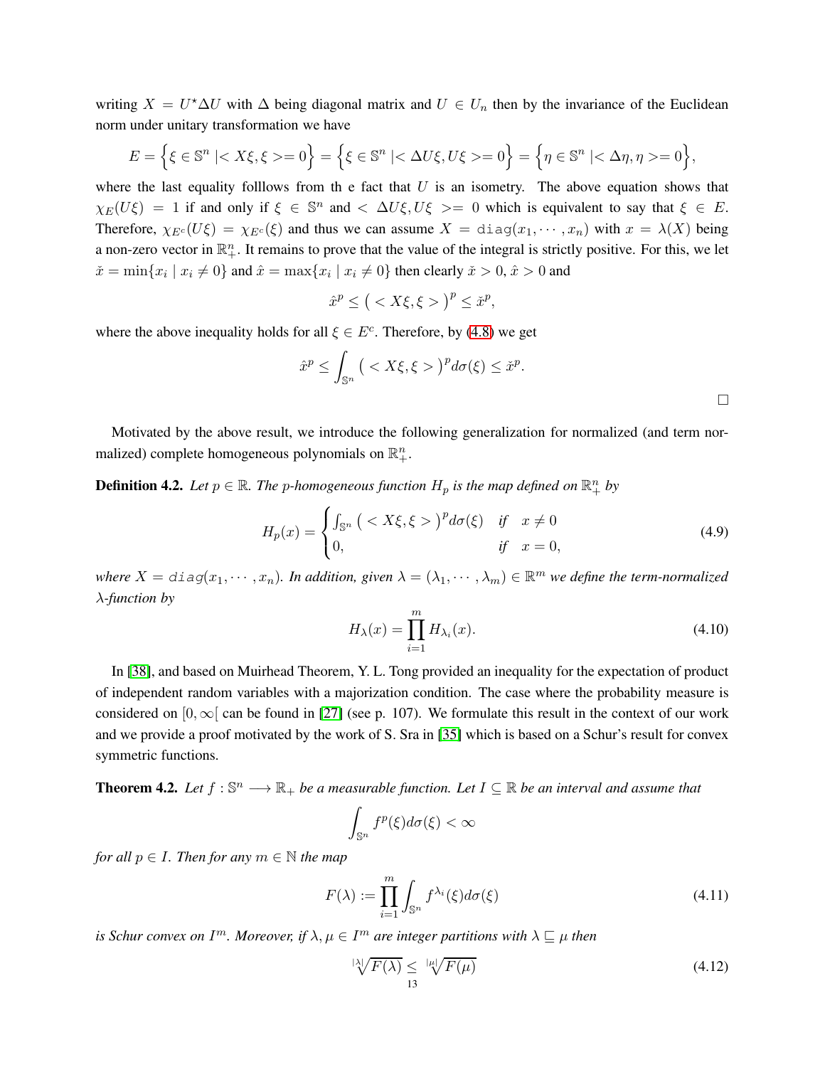writing $X = U^\star \Delta U$ with $\Delta$ being diagonal matrix and $U \in U_n$ then by the invariance of the Euclidean norm under unitary transformation we have

$$E = \Big\{ \xi \in \mathbb{S}^n \mid < X\xi, \xi >= 0 \Big\} = \Big\{ \xi \in \mathbb{S}^n \mid < \Delta U\xi, U\xi >= 0 \Big\} = \Big\{ \eta \in \mathbb{S}^n \mid < \Delta\eta, \eta >= 0 \Big\},$$

where the last equality folllows from th e fact that $U$ is an isometry. The above equation shows that $\chi_E(U\xi) = 1$ if and only if $\xi \in \mathbb{S}^n$ and $< \Delta U\xi, U\xi >= 0$ which is equivalent to say that $\xi \in E$. Therefore, $\chi_{E^c}(U\xi) = \chi_{E^c}(\xi)$ and thus we can assume $X = \mathtt{diag}(x_1, \cdots, x_n)$ with $x = \lambda(X)$ being a non-zero vector in $\mathbb{R}^n_+$. It remains to prove that the value of the integral is strictly positive. For this, we let $\check{x} = \min\{x_i \mid x_i \neq 0\}$ and $\hat{x} = \max\{x_i \mid x_i \neq 0\}$ then clearly $\check{x} > 0$, $\hat{x} > 0$ and

$$\hat{x}^p \leq \big( < X\xi, \xi > \big)^p \leq \check{x}^p,$$

where the above inequality holds for all $\xi \in E^c$. Therefore, by (4.8) we get

$$\hat{x}^p \leq \int_{\mathbb{S}^n} \big( < X\xi, \xi > \big)^p d\sigma(\xi) \leq \check{x}^p.$$

□

Motivated by the above result, we introduce the following generalization for normalized (and term normalized) complete homogeneous polynomials on $\mathbb{R}^n_+$.

**Definition 4.2.** *Let $p \in \mathbb{R}$. The $p$-homogeneous function $H_p$ is the map defined on $\mathbb{R}^n_+$ by*

$$H_p(x) = \begin{cases} \int_{\mathbb{S}^n} \big( < X\xi, \xi > \big)^p d\sigma(\xi) & \text{if} \quad x \neq 0 \\ 0, & \text{if} \quad x = 0, \end{cases} \tag{4.9}$$

*where $X = \mathtt{diag}(x_1, \cdots, x_n)$. In addition, given $\lambda = (\lambda_1, \cdots, \lambda_m) \in \mathbb{R}^m$ we define the term-normalized $\lambda$-function by*

$$H_\lambda(x) = \prod_{i=1}^m H_{\lambda_i}(x). \tag{4.10}$$

In [38], and based on Muirhead Theorem, Y. L. Tong provided an inequality for the expectation of product of independent random variables with a majorization condition. The case where the probability measure is considered on $[0, \infty[$ can be found in [27] (see p. 107). We formulate this result in the context of our work and we provide a proof motivated by the work of S. Sra in [35] which is based on a Schur's result for convex symmetric functions.

**Theorem 4.2.** *Let $f : \mathbb{S}^n \longrightarrow \mathbb{R}_+$ be a measurable function. Let $I \subseteq \mathbb{R}$ be an interval and assume that*

$$\int_{\mathbb{S}^n} f^p(\xi) d\sigma(\xi) < \infty$$

*for all $p \in I$. Then for any $m \in \mathbb{N}$ the map*

$$F(\lambda) := \prod_{i=1}^m \int_{\mathbb{S}^n} f^{\lambda_i}(\xi) d\sigma(\xi) \tag{4.11}$$

*is Schur convex on $I^m$. Moreover, if $\lambda, \mu \in I^m$ are integer partitions with $\lambda \sqsubseteq \mu$ then*

$$\sqrt[|\lambda|]{F(\lambda)} \leq \sqrt[|\mu|]{F(\mu)} \tag{4.12}$$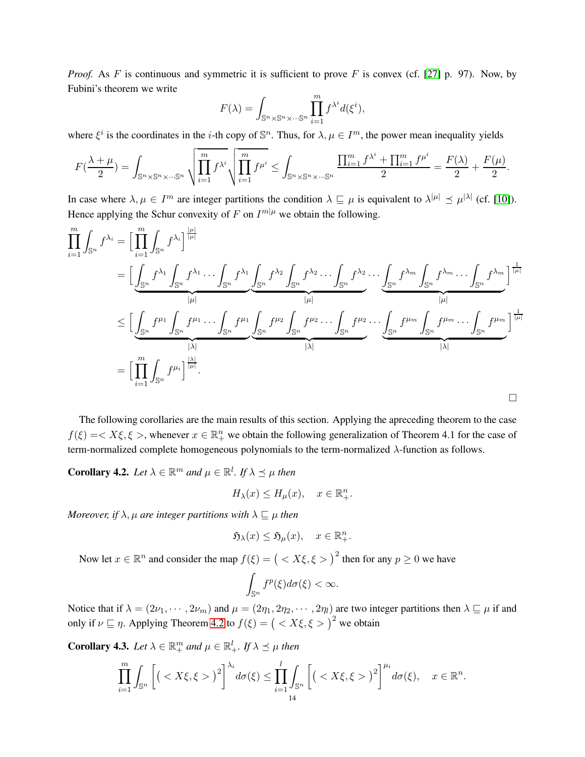*Proof.* As $F$ is continuous and symmetric it is sufficient to prove $F$ is convex (cf. [27] p. 97). Now, by Fubini's theorem we write

$$F(\lambda) = \int_{\mathbb{S}^n \times \mathbb{S}^n \times \cdots \mathbb{S}^n} \prod_{i=1}^{m} f^{\lambda^i} d(\xi^i),$$

where $\xi^i$ is the coordinates in the $i$-th copy of $\mathbb{S}^n$. Thus, for $\lambda, \mu \in I^m$, the power mean inequality yields

$$F(\frac{\lambda+\mu}{2}) = \int_{\mathbb{S}^n \times \mathbb{S}^n \times \cdots \mathbb{S}^n} \sqrt{\prod_{i=1}^{m} f^{\lambda^i}} \sqrt{\prod_{i=1}^{m} f^{\mu^i}} \leq \int_{\mathbb{S}^n \times \mathbb{S}^n \times \cdots \mathbb{S}^n} \frac{\prod_{i=1}^{m} f^{\lambda^i} + \prod_{i=1}^{m} f^{\mu^i}}{2} = \frac{F(\lambda)}{2} + \frac{F(\mu)}{2}.$$

In case where $\lambda, \mu \in I^m$ are integer partitions the condition $\lambda \sqsubseteq \mu$ is equivalent to $\lambda^{|\mu|} \preceq \mu^{|\lambda|}$ (cf. [10]). Hence applying the Schur convexity of $F$ on $I^{m|\mu}$ we obtain the following.

$$\begin{aligned}
\prod_{i=1}^{m} \int_{\mathbb{S}^n} f^{\lambda_i} &= \Big[ \prod_{i=1}^{m} \int_{\mathbb{S}^n} f^{\lambda_i} \Big]^{\frac{|\mu|}{|\mu|}} \\
&= \Big[ \underbrace{\int_{\mathbb{S}^n} f^{\lambda_1} \int_{\mathbb{S}^n} f^{\lambda_1} \cdots \int_{\mathbb{S}^n} f^{\lambda_1}}_{|\mu|} \underbrace{\int_{\mathbb{S}^n} f^{\lambda_2} \int_{\mathbb{S}^n} f^{\lambda_2} \cdots \int_{\mathbb{S}^n} f^{\lambda_2}}_{|\mu|} \cdots \underbrace{\int_{\mathbb{S}^n} f^{\lambda_m} \int_{\mathbb{S}^n} f^{\lambda_m} \cdots \int_{\mathbb{S}^n} f^{\lambda_m}}_{|\mu|} \Big]^{\frac{1}{|\mu|}} \\
&\leq \Big[ \underbrace{\int_{\mathbb{S}^n} f^{\mu_1} \int_{\mathbb{S}^n} f^{\mu_1} \cdots \int_{\mathbb{S}^n} f^{\mu_1}}_{|\lambda|} \underbrace{\int_{\mathbb{S}^n} f^{\mu_2} \int_{\mathbb{S}^n} f^{\mu_2} \cdots \int_{\mathbb{S}^n} f^{\mu_2}}_{|\lambda|} \cdots \underbrace{\int_{\mathbb{S}^n} f^{\mu_m} \int_{\mathbb{S}^n} f^{\mu_m} \cdots \int_{\mathbb{S}^n} f^{\mu_m}}_{|\lambda|} \Big]^{\frac{1}{|\mu|}} \\
&= \Big[ \prod_{i=1}^{m} \int_{\mathbb{S}^n} f^{\mu_i} \Big]^{\frac{|\lambda|}{|\mu|}}.
\end{aligned}$$

□

The following corollaries are the main results of this section. Applying the apreceding theorem to the case $f(\xi) =< X\xi, \xi >$, whenever $x \in \mathbb{R}^n_+$ we obtain the following generalization of Theorem 4.1 for the case of term-normalized complete homogeneous polynomials to the term-normalized $\lambda$-function as follows.

**Corollary 4.2.** *Let $\lambda \in \mathbb{R}^m$ and $\mu \in \mathbb{R}^l$. If $\lambda \preceq \mu$ then*

$$H_\lambda(x) \leq H_\mu(x), \quad x \in \mathbb{R}^n_+.$$

*Moreover, if $\lambda, \mu$ are integer partitions with $\lambda \sqsubseteq \mu$ then*

$$\mathfrak{H}_\lambda(x) \leq \mathfrak{H}_\mu(x), \quad x \in \mathbb{R}^n_+.$$

Now let $x \in \mathbb{R}^n$ and consider the map $f(\xi) = \big( < X\xi, \xi > \big)^2$ then for any $p \geq 0$ we have

$$\int_{\mathbb{S}^n} f^p(\xi) d\sigma(\xi) < \infty.$$

Notice that if $\lambda = (2\nu_1, \cdots, 2\nu_m)$ and $\mu = (2\eta_1, 2\eta_2, \cdots, 2\eta_l)$ are two integer partitions then $\lambda \sqsubseteq \mu$ if and only if $\nu \sqsubseteq \eta$. Applying Theorem 4.2 to $f(\xi) = \big( < X\xi, \xi > \big)^2$ we obtain

**Corollary 4.3.** *Let $\lambda \in \mathbb{R}^m_+$ and $\mu \in \mathbb{R}^l_+$. If $\lambda \preceq \mu$ then*

$$\prod_{i=1}^{m} \int_{\mathbb{S}^n} \Big[ \big( < X\xi, \xi > \big)^2 \Big]^{\lambda_i} d\sigma(\xi) \leq \prod_{i=1}^{l} \int_{\mathbb{S}^n} \Big[ \big( < X\xi, \xi > \big)^2 \Big]^{\mu_i} d\sigma(\xi), \quad x \in \mathbb{R}^n.$$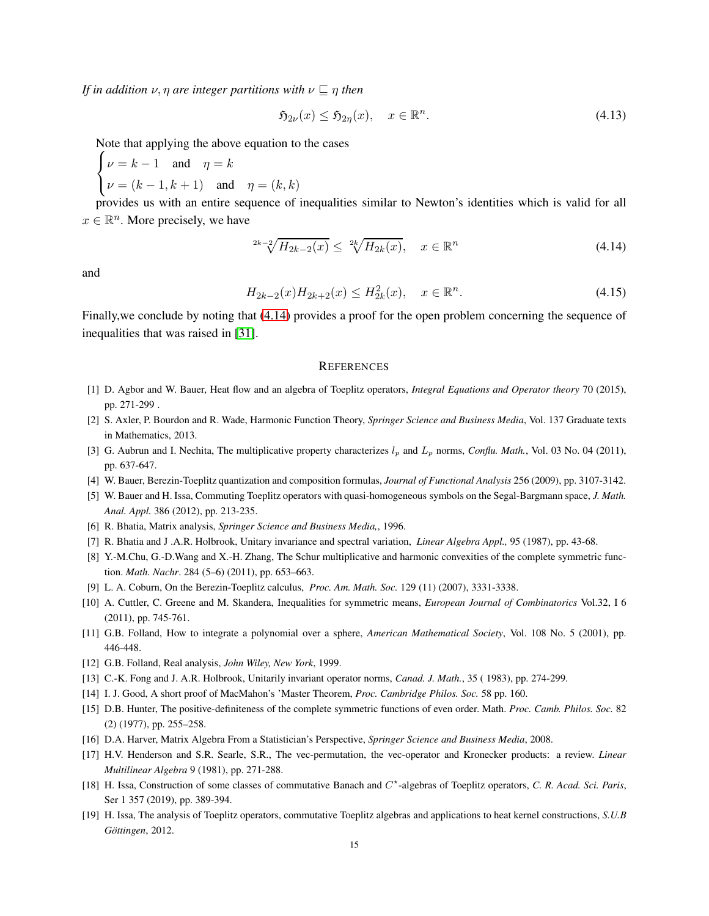*If in addition $\nu, \eta$ are integer partitions with $\nu \sqsubseteq \eta$ then*

$$\mathfrak{H}_{2\nu}(x) \leq \mathfrak{H}_{2\eta}(x), \quad x \in \mathbb{R}^n. \tag{4.13}$$

Note that applying the above equation to the cases

$$\begin{cases} \nu = k-1 \quad \text{and} \quad \eta = k \\ \nu = (k-1, k+1) \quad \text{and} \quad \eta = (k,k) \end{cases}$$

provides us with an entire sequence of inequalities similar to Newton's identities which is valid for all $x \in \mathbb{R}^n$. More precisely, we have

$$\sqrt[2k-2]{H_{2k-2}(x)} \leq \sqrt[2k]{H_{2k}(x)}, \quad x \in \mathbb{R}^n \tag{4.14}$$

and

$$H_{2k-2}(x) H_{2k+2}(x) \leq H_{2k}^2(x), \quad x \in \mathbb{R}^n. \tag{4.15}$$

Finally,we conclude by noting that (4.14) provides a proof for the open problem concerning the sequence of inequalities that was raised in [31].

## REFERENCES

[1] D. Agbor and W. Bauer, Heat flow and an algebra of Toeplitz operators, *Integral Equations and Operator theory* 70 (2015), pp. 271-299 .

[2] S. Axler, P. Bourdon and R. Wade, Harmonic Function Theory, *Springer Science and Business Media*, Vol. 137 Graduate texts in Mathematics, 2013.

[3] G. Aubrun and I. Nechita, The multiplicative property characterizes $l_p$ and $L_p$ norms, *Conflu. Math.*, Vol. 03 No. 04 (2011), pp. 637-647.

[4] W. Bauer, Berezin-Toeplitz quantization and composition formulas, *Journal of Functional Analysis* 256 (2009), pp. 3107-3142.

[5] W. Bauer and H. Issa, Commuting Toeplitz operators with quasi-homogeneous symbols on the Segal-Bargmann space, *J. Math. Anal. Appl.* 386 (2012), pp. 213-235.

[6] R. Bhatia, Matrix analysis, *Springer Science and Business Media,*, 1996.

[7] R. Bhatia and J .A.R. Holbrook, Unitary invariance and spectral variation, *Linear Algebra Appl.,* 95 (1987), pp. 43-68.

[8] Y.-M.Chu, G.-D.Wang and X.-H. Zhang, The Schur multiplicative and harmonic convexities of the complete symmetric function. *Math. Nachr*. 284 (5–6) (2011), pp. 653–663.

[9] L. A. Coburn, On the Berezin-Toeplitz calculus, *Proc. Am. Math. Soc.* 129 (11) (2007), 3331-3338.

[10] A. Cuttler, C. Greene and M. Skandera, Inequalities for symmetric means, *European Journal of Combinatorics* Vol.32, I 6 (2011), pp. 745-761.

[11] G.B. Folland, How to integrate a polynomial over a sphere, *American Mathematical Society*, Vol. 108 No. 5 (2001), pp. 446-448.

[12] G.B. Folland, Real analysis, *John Wiley, New York*, 1999.

[13] C.-K. Fong and J. A.R. Holbrook, Unitarily invariant operator norms, *Canad. J. Math.*, 35 ( 1983), pp. 274-299.

[14] I. J. Good, A short proof of MacMahon's 'Master Theorem, *Proc. Cambridge Philos. Soc.* 58 pp. 160.

[15] D.B. Hunter, The positive-definiteness of the complete symmetric functions of even order. Math. *Proc. Camb. Philos. Soc.* 82 (2) (1977), pp. 255–258.

[16] D.A. Harver, Matrix Algebra From a Statistician's Perspective, *Springer Science and Business Media*, 2008.

[17] H.V. Henderson and S.R. Searle, S.R., The vec-permutation, the vec-operator and Kronecker products: a review. *Linear Multilinear Algebra* 9 (1981), pp. 271-288.

[18] H. Issa, Construction of some classes of commutative Banach and $C^{\star}$-algebras of Toeplitz operators, *C. R. Acad. Sci. Paris*, Ser 1 357 (2019), pp. 389-394.

[19] H. Issa, The analysis of Toeplitz operators, commutative Toeplitz algebras and applications to heat kernel constructions, *S.U.B Göttingen*, 2012.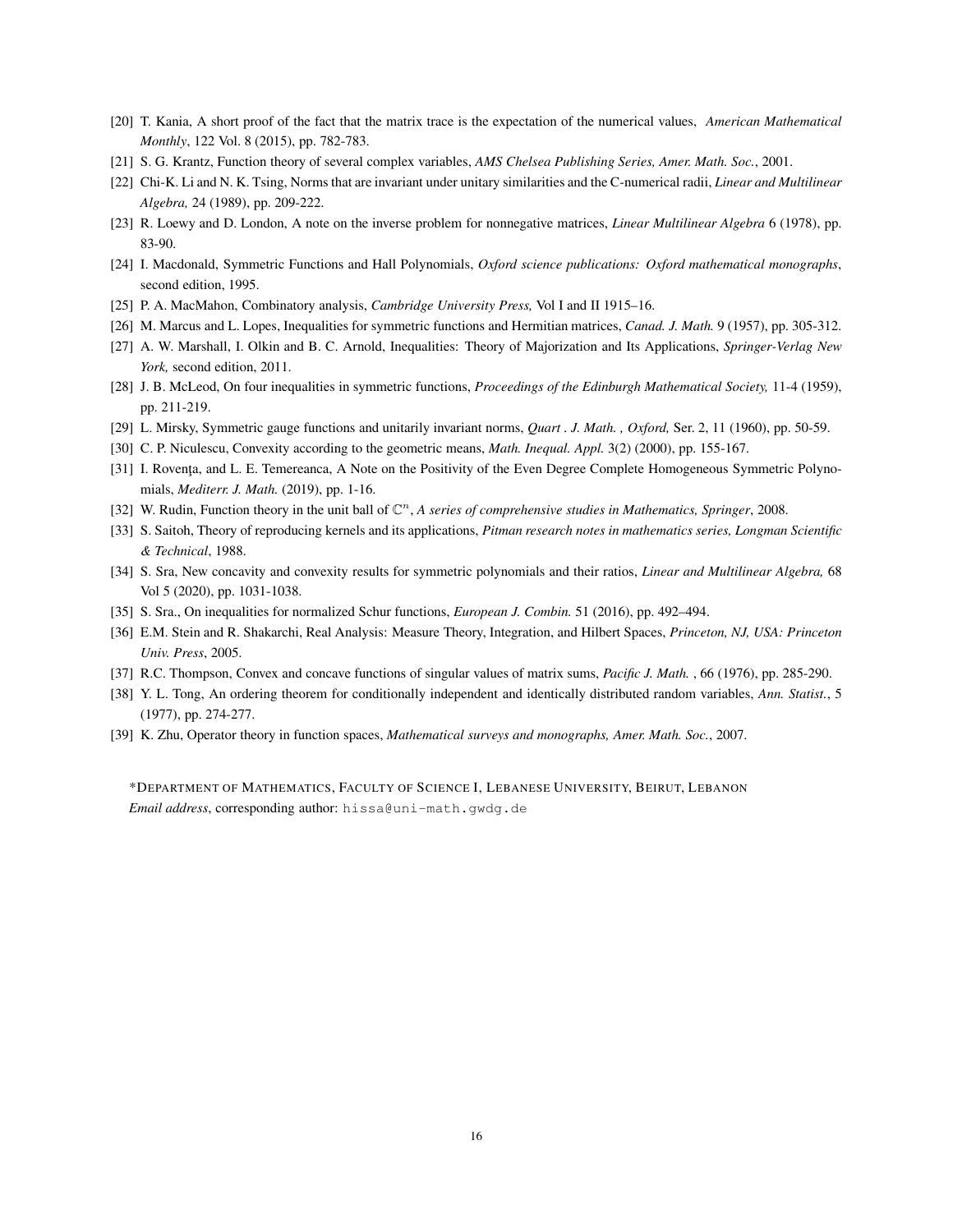[20] T. Kania, A short proof of the fact that the matrix trace is the expectation of the numerical values, *American Mathematical Monthly*, 122 Vol. 8 (2015), pp. 782-783.

[21] S. G. Krantz, Function theory of several complex variables, *AMS Chelsea Publishing Series, Amer. Math. Soc.*, 2001.

[22] Chi-K. Li and N. K. Tsing, Norms that are invariant under unitary similarities and the C-numerical radii, *Linear and Multilinear Algebra,* 24 (1989), pp. 209-222.

[23] R. Loewy and D. London, A note on the inverse problem for nonnegative matrices, *Linear Multilinear Algebra* 6 (1978), pp. 83-90.

[24] I. Macdonald, Symmetric Functions and Hall Polynomials, *Oxford science publications: Oxford mathematical monographs*, second edition, 1995.

[25] P. A. MacMahon, Combinatory analysis, *Cambridge University Press,* Vol I and II 1915–16.

[26] M. Marcus and L. Lopes, Inequalities for symmetric functions and Hermitian matrices, *Canad. J. Math.* 9 (1957), pp. 305-312.

[27] A. W. Marshall, I. Olkin and B. C. Arnold, Inequalities: Theory of Majorization and Its Applications, *Springer-Verlag New York,* second edition, 2011.

[28] J. B. McLeod, On four inequalities in symmetric functions, *Proceedings of the Edinburgh Mathematical Society,* 11-4 (1959), pp. 211-219.

[29] L. Mirsky, Symmetric gauge functions and unitarily invariant norms, *Quart . J. Math. , Oxford,* Ser. 2, 11 (1960), pp. 50-59.

[30] C. P. Niculescu, Convexity according to the geometric means, *Math. Inequal. Appl.* 3(2) (2000), pp. 155-167.

[31] I. Rovenţa, and L. E. Temereanca, A Note on the Positivity of the Even Degree Complete Homogeneous Symmetric Polynomials, *Mediterr. J. Math.* (2019), pp. 1-16.

[32] W. Rudin, Function theory in the unit ball of $\mathbb{C}^n$, *A series of comprehensive studies in Mathematics, Springer*, 2008.

[33] S. Saitoh, Theory of reproducing kernels and its applications, *Pitman research notes in mathematics series, Longman Scientific & Technical*, 1988.

[34] S. Sra, New concavity and convexity results for symmetric polynomials and their ratios, *Linear and Multilinear Algebra,* 68 Vol 5 (2020), pp. 1031-1038.

[35] S. Sra., On inequalities for normalized Schur functions, *European J. Combin.* 51 (2016), pp. 492–494.

[36] E.M. Stein and R. Shakarchi, Real Analysis: Measure Theory, Integration, and Hilbert Spaces, *Princeton, NJ, USA: Princeton Univ. Press*, 2005.

[37] R.C. Thompson, Convex and concave functions of singular values of matrix sums, *Pacific J. Math.* , 66 (1976), pp. 285-290.

[38] Y. L. Tong, An ordering theorem for conditionally independent and identically distributed random variables, *Ann. Statist.*, 5 (1977), pp. 274-277.

[39] K. Zhu, Operator theory in function spaces, *Mathematical surveys and monographs, Amer. Math. Soc.*, 2007.

*DEPARTMENT OF MATHEMATICS, FACULTY OF SCIENCE I, LEBANESE UNIVERSITY, BEIRUT, LEBANON
*Email address*, corresponding author: hissa@uni-math.gwdg.de